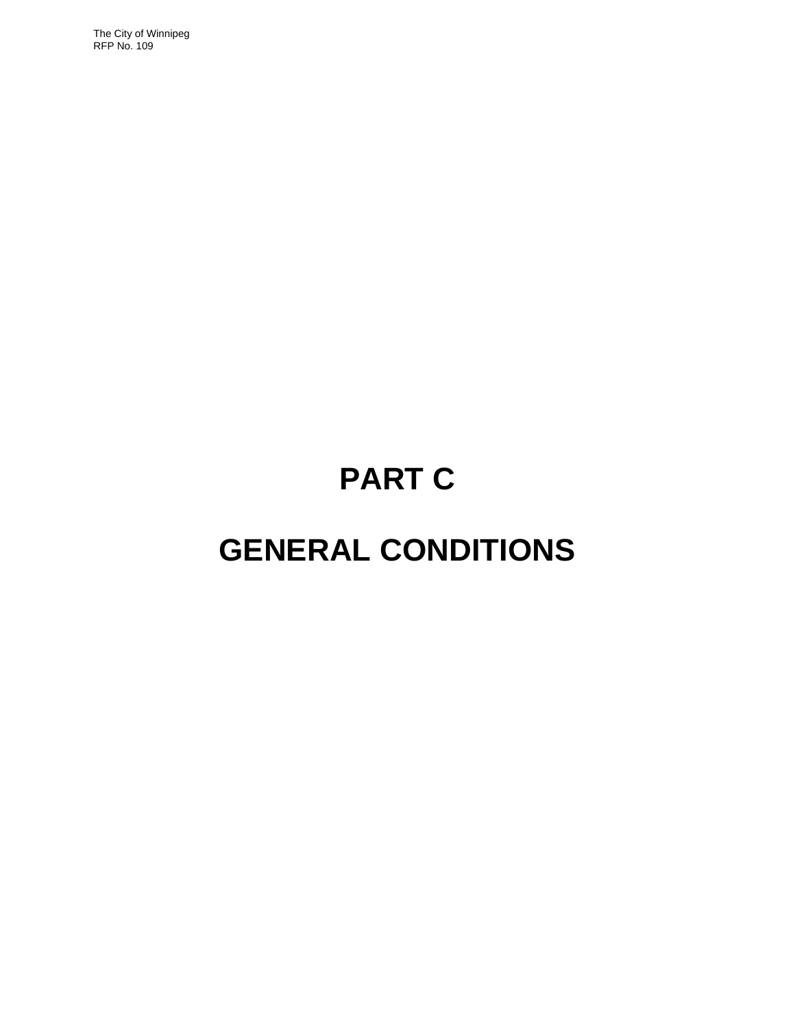# PART C

# GENERAL CONDITIONS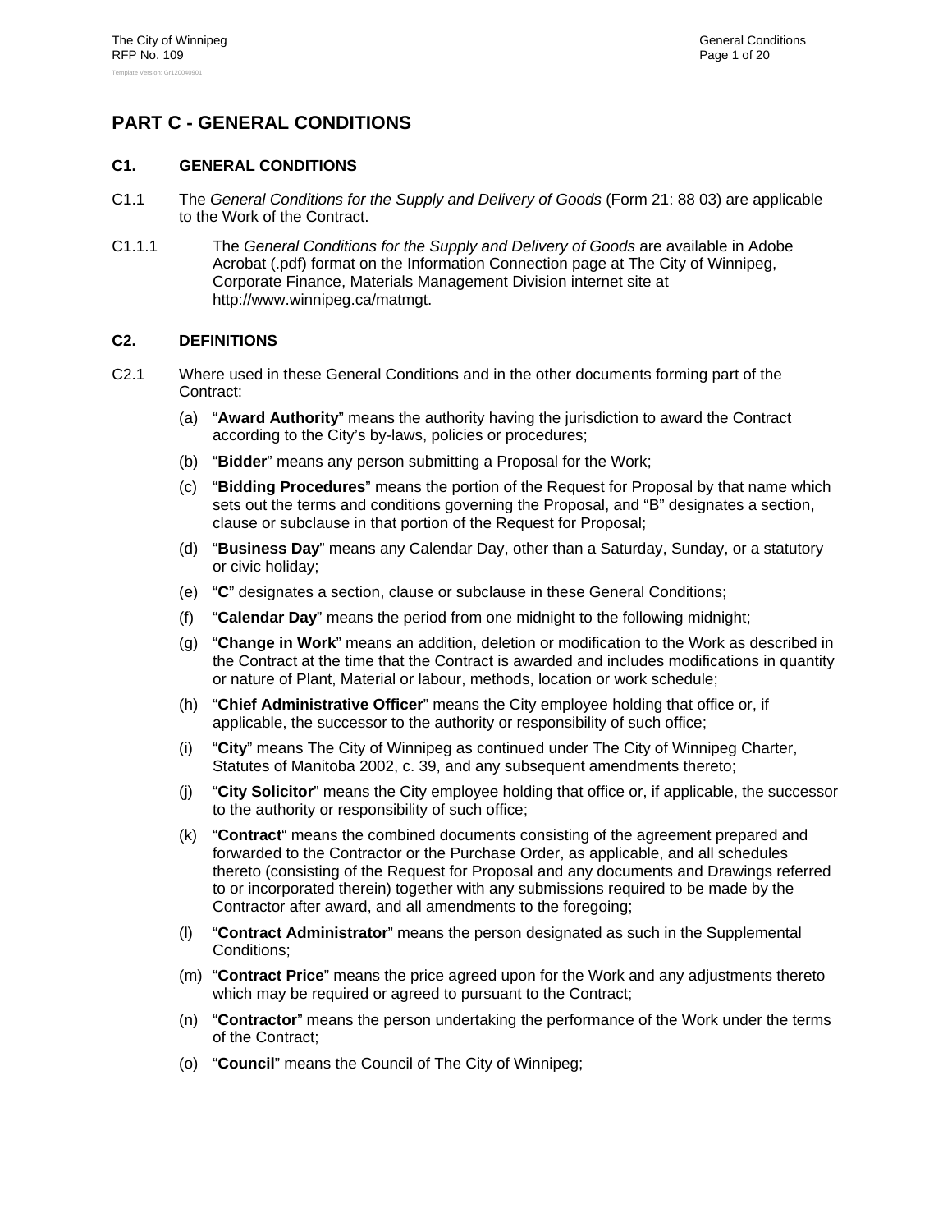# PART C - GENERAL CONDITIONS

## C1. GENERAL CONDITIONS

C1.1 The *General Conditions for the Supply and Delivery of Goods* (Form 21: 88 03) are applicable to the Work of the Contract.

C1.1.1 The *General Conditions for the Supply and Delivery of Goods* are available in Adobe Acrobat (.pdf) format on the Information Connection page at The City of Winnipeg, Corporate Finance, Materials Management Division internet site at http://www.winnipeg.ca/matmgt.

## C2. DEFINITIONS

C2.1 Where used in these General Conditions and in the other documents forming part of the Contract:

(a) "**Award Authority**" means the authority having the jurisdiction to award the Contract according to the City's by-laws, policies or procedures;

(b) "**Bidder**" means any person submitting a Proposal for the Work;

(c) "**Bidding Procedures**" means the portion of the Request for Proposal by that name which sets out the terms and conditions governing the Proposal, and "B" designates a section, clause or subclause in that portion of the Request for Proposal;

(d) "**Business Day**" means any Calendar Day, other than a Saturday, Sunday, or a statutory or civic holiday;

(e) "**C**" designates a section, clause or subclause in these General Conditions;

(f) "**Calendar Day**" means the period from one midnight to the following midnight;

(g) "**Change in Work**" means an addition, deletion or modification to the Work as described in the Contract at the time that the Contract is awarded and includes modifications in quantity or nature of Plant, Material or labour, methods, location or work schedule;

(h) "**Chief Administrative Officer**" means the City employee holding that office or, if applicable, the successor to the authority or responsibility of such office;

(i) "**City**" means The City of Winnipeg as continued under The City of Winnipeg Charter, Statutes of Manitoba 2002, c. 39, and any subsequent amendments thereto;

(j) "**City Solicitor**" means the City employee holding that office or, if applicable, the successor to the authority or responsibility of such office;

(k) "**Contract**" means the combined documents consisting of the agreement prepared and forwarded to the Contractor or the Purchase Order, as applicable, and all schedules thereto (consisting of the Request for Proposal and any documents and Drawings referred to or incorporated therein) together with any submissions required to be made by the Contractor after award, and all amendments to the foregoing;

(l) "**Contract Administrator**" means the person designated as such in the Supplemental Conditions;

(m) "**Contract Price**" means the price agreed upon for the Work and any adjustments thereto which may be required or agreed to pursuant to the Contract;

(n) "**Contractor**" means the person undertaking the performance of the Work under the terms of the Contract;

(o) "**Council**" means the Council of The City of Winnipeg;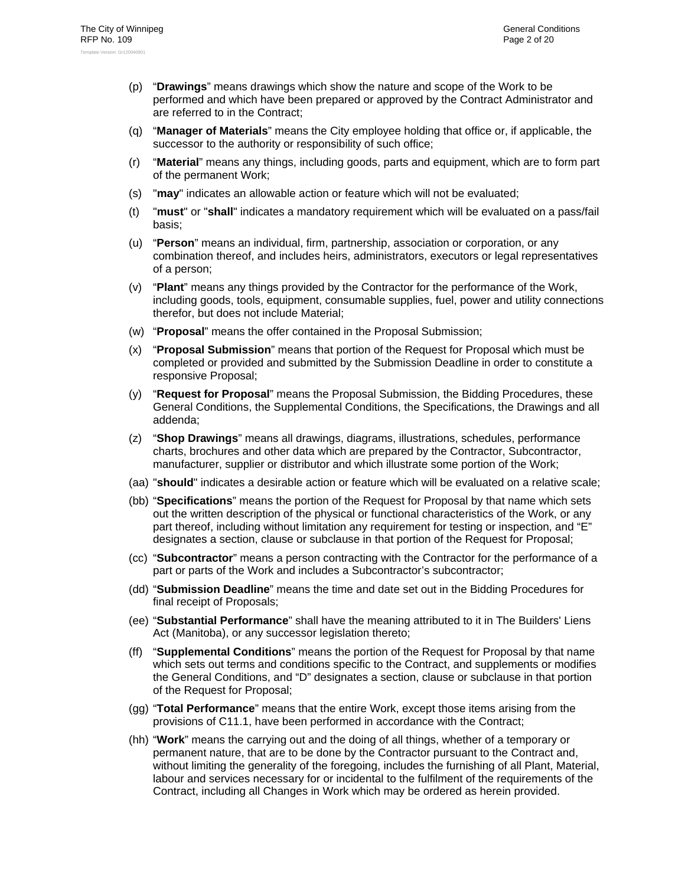(p) "**Drawings**" means drawings which show the nature and scope of the Work to be performed and which have been prepared or approved by the Contract Administrator and are referred to in the Contract;

(q) "**Manager of Materials**" means the City employee holding that office or, if applicable, the successor to the authority or responsibility of such office;

(r) "**Material**" means any things, including goods, parts and equipment, which are to form part of the permanent Work;

(s) "**may**" indicates an allowable action or feature which will not be evaluated;

(t) "**must**" or "**shall**" indicates a mandatory requirement which will be evaluated on a pass/fail basis;

(u) "**Person**" means an individual, firm, partnership, association or corporation, or any combination thereof, and includes heirs, administrators, executors or legal representatives of a person;

(v) "**Plant**" means any things provided by the Contractor for the performance of the Work, including goods, tools, equipment, consumable supplies, fuel, power and utility connections therefor, but does not include Material;

(w) "**Proposal**" means the offer contained in the Proposal Submission;

(x) "**Proposal Submission**" means that portion of the Request for Proposal which must be completed or provided and submitted by the Submission Deadline in order to constitute a responsive Proposal;

(y) "**Request for Proposal**" means the Proposal Submission, the Bidding Procedures, these General Conditions, the Supplemental Conditions, the Specifications, the Drawings and all addenda;

(z) "**Shop Drawings**" means all drawings, diagrams, illustrations, schedules, performance charts, brochures and other data which are prepared by the Contractor, Subcontractor, manufacturer, supplier or distributor and which illustrate some portion of the Work;

(aa) "**should**" indicates a desirable action or feature which will be evaluated on a relative scale;

(bb) "**Specifications**" means the portion of the Request for Proposal by that name which sets out the written description of the physical or functional characteristics of the Work, or any part thereof, including without limitation any requirement for testing or inspection, and "E" designates a section, clause or subclause in that portion of the Request for Proposal;

(cc) "**Subcontractor**" means a person contracting with the Contractor for the performance of a part or parts of the Work and includes a Subcontractor's subcontractor;

(dd) "**Submission Deadline**" means the time and date set out in the Bidding Procedures for final receipt of Proposals;

(ee) "**Substantial Performance**" shall have the meaning attributed to it in The Builders' Liens Act (Manitoba), or any successor legislation thereto;

(ff) "**Supplemental Conditions**" means the portion of the Request for Proposal by that name which sets out terms and conditions specific to the Contract, and supplements or modifies the General Conditions, and "D" designates a section, clause or subclause in that portion of the Request for Proposal;

(gg) "**Total Performance**" means that the entire Work, except those items arising from the provisions of C11.1, have been performed in accordance with the Contract;

(hh) "**Work**" means the carrying out and the doing of all things, whether of a temporary or permanent nature, that are to be done by the Contractor pursuant to the Contract and, without limiting the generality of the foregoing, includes the furnishing of all Plant, Material, labour and services necessary for or incidental to the fulfilment of the requirements of the Contract, including all Changes in Work which may be ordered as herein provided.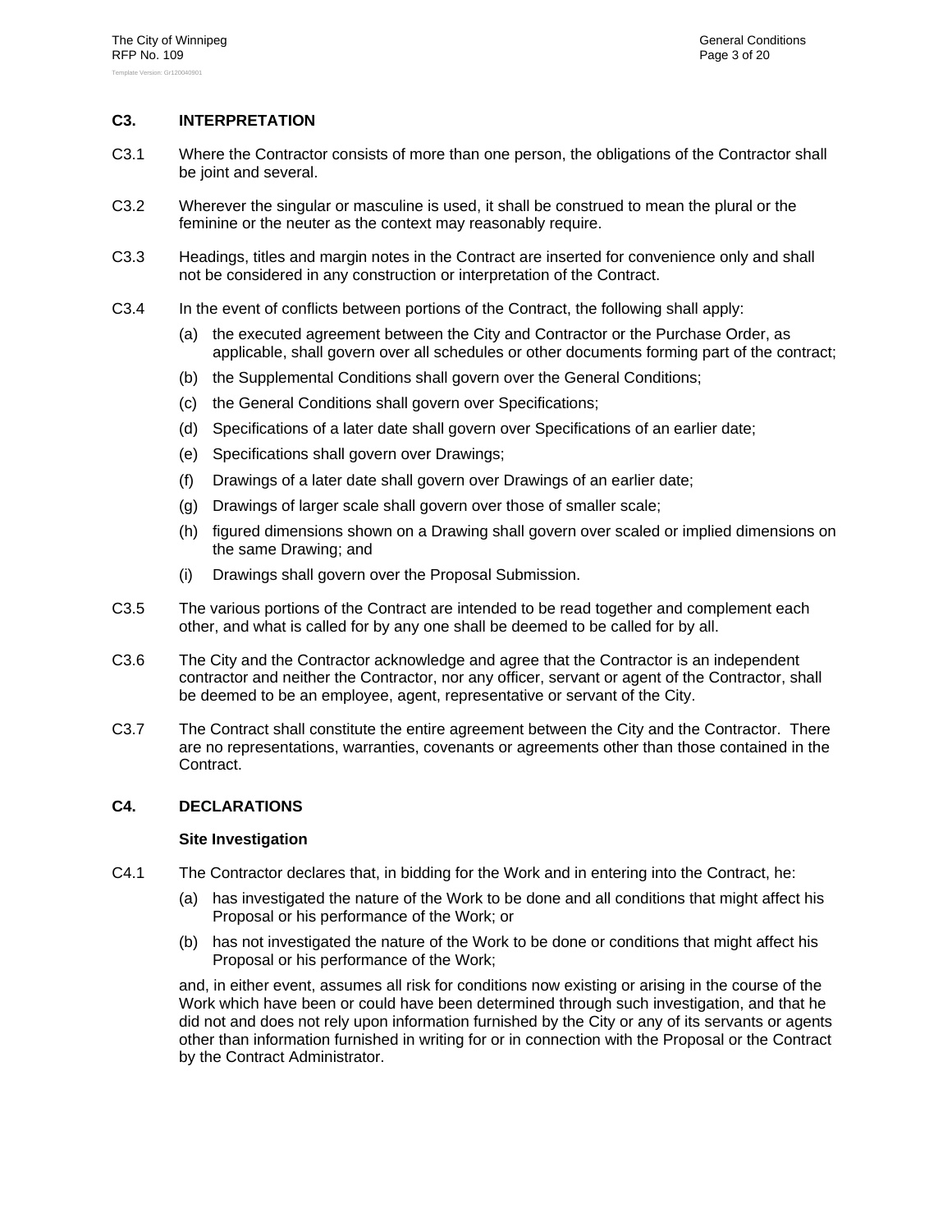## C3. INTERPRETATION

C3.1 Where the Contractor consists of more than one person, the obligations of the Contractor shall be joint and several.

C3.2 Wherever the singular or masculine is used, it shall be construed to mean the plural or the feminine or the neuter as the context may reasonably require.

C3.3 Headings, titles and margin notes in the Contract are inserted for convenience only and shall not be considered in any construction or interpretation of the Contract.

C3.4 In the event of conflicts between portions of the Contract, the following shall apply:

(a) the executed agreement between the City and Contractor or the Purchase Order, as applicable, shall govern over all schedules or other documents forming part of the contract;

(b) the Supplemental Conditions shall govern over the General Conditions;

(c) the General Conditions shall govern over Specifications;

(d) Specifications of a later date shall govern over Specifications of an earlier date;

(e) Specifications shall govern over Drawings;

(f) Drawings of a later date shall govern over Drawings of an earlier date;

(g) Drawings of larger scale shall govern over those of smaller scale;

(h) figured dimensions shown on a Drawing shall govern over scaled or implied dimensions on the same Drawing; and

(i) Drawings shall govern over the Proposal Submission.

C3.5 The various portions of the Contract are intended to be read together and complement each other, and what is called for by any one shall be deemed to be called for by all.

C3.6 The City and the Contractor acknowledge and agree that the Contractor is an independent contractor and neither the Contractor, nor any officer, servant or agent of the Contractor, shall be deemed to be an employee, agent, representative or servant of the City.

C3.7 The Contract shall constitute the entire agreement between the City and the Contractor. There are no representations, warranties, covenants or agreements other than those contained in the Contract.

## C4. DECLARATIONS

**Site Investigation**

C4.1 The Contractor declares that, in bidding for the Work and in entering into the Contract, he:

(a) has investigated the nature of the Work to be done and all conditions that might affect his Proposal or his performance of the Work; or

(b) has not investigated the nature of the Work to be done or conditions that might affect his Proposal or his performance of the Work;

and, in either event, assumes all risk for conditions now existing or arising in the course of the Work which have been or could have been determined through such investigation, and that he did not and does not rely upon information furnished by the City or any of its servants or agents other than information furnished in writing for or in connection with the Proposal or the Contract by the Contract Administrator.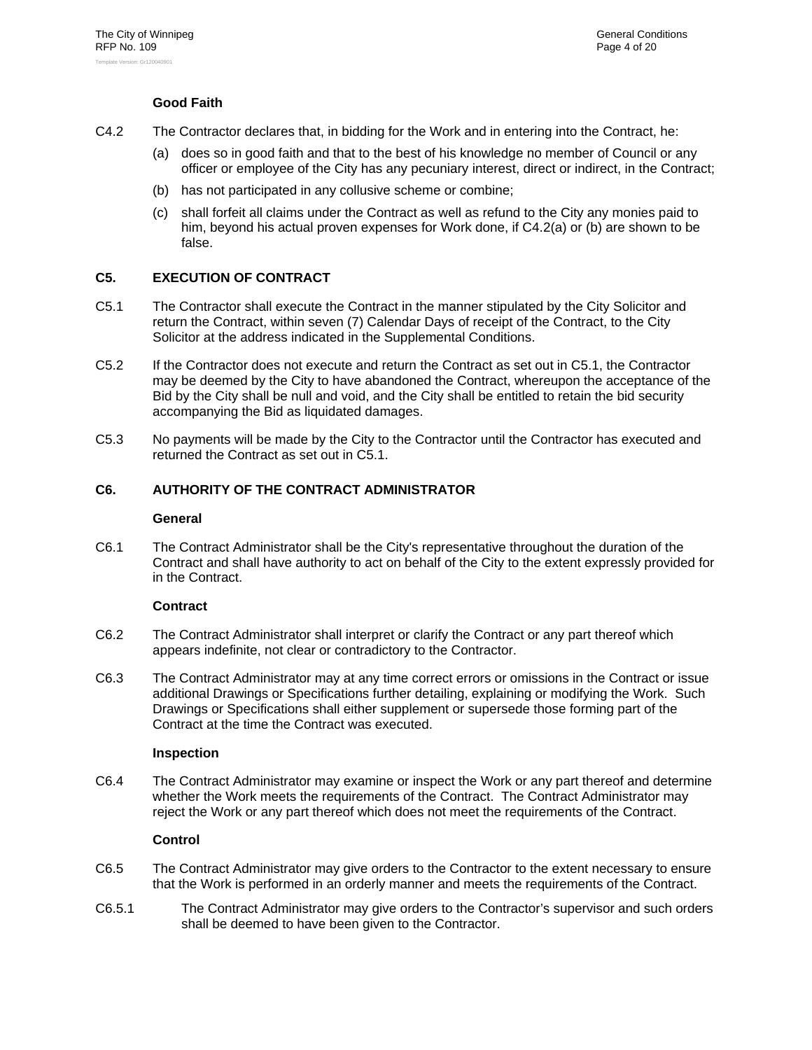**Good Faith**

C4.2 The Contractor declares that, in bidding for the Work and in entering into the Contract, he:

(a) does so in good faith and that to the best of his knowledge no member of Council or any officer or employee of the City has any pecuniary interest, direct or indirect, in the Contract;

(b) has not participated in any collusive scheme or combine;

(c) shall forfeit all claims under the Contract as well as refund to the City any monies paid to him, beyond his actual proven expenses for Work done, if C4.2(a) or (b) are shown to be false.

## C5. EXECUTION OF CONTRACT

C5.1 The Contractor shall execute the Contract in the manner stipulated by the City Solicitor and return the Contract, within seven (7) Calendar Days of receipt of the Contract, to the City Solicitor at the address indicated in the Supplemental Conditions.

C5.2 If the Contractor does not execute and return the Contract as set out in C5.1, the Contractor may be deemed by the City to have abandoned the Contract, whereupon the acceptance of the Bid by the City shall be null and void, and the City shall be entitled to retain the bid security accompanying the Bid as liquidated damages.

C5.3 No payments will be made by the City to the Contractor until the Contractor has executed and returned the Contract as set out in C5.1.

## C6. AUTHORITY OF THE CONTRACT ADMINISTRATOR

**General**

C6.1 The Contract Administrator shall be the City's representative throughout the duration of the Contract and shall have authority to act on behalf of the City to the extent expressly provided for in the Contract.

**Contract**

C6.2 The Contract Administrator shall interpret or clarify the Contract or any part thereof which appears indefinite, not clear or contradictory to the Contractor.

C6.3 The Contract Administrator may at any time correct errors or omissions in the Contract or issue additional Drawings or Specifications further detailing, explaining or modifying the Work. Such Drawings or Specifications shall either supplement or supersede those forming part of the Contract at the time the Contract was executed.

**Inspection**

C6.4 The Contract Administrator may examine or inspect the Work or any part thereof and determine whether the Work meets the requirements of the Contract. The Contract Administrator may reject the Work or any part thereof which does not meet the requirements of the Contract.

**Control**

C6.5 The Contract Administrator may give orders to the Contractor to the extent necessary to ensure that the Work is performed in an orderly manner and meets the requirements of the Contract.

C6.5.1 The Contract Administrator may give orders to the Contractor's supervisor and such orders shall be deemed to have been given to the Contractor.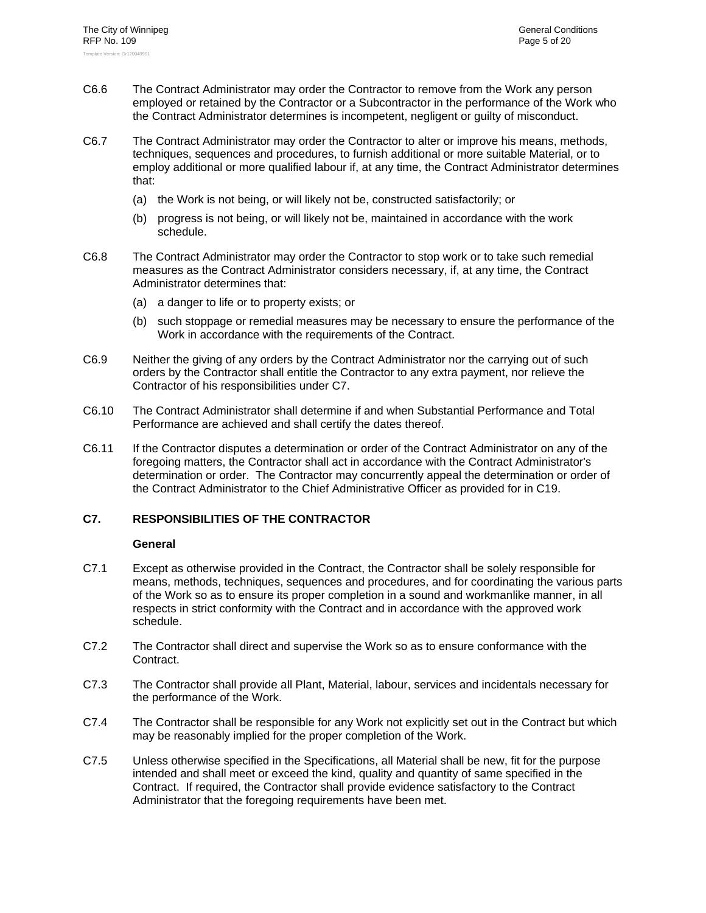C6.6 The Contract Administrator may order the Contractor to remove from the Work any person employed or retained by the Contractor or a Subcontractor in the performance of the Work who the Contract Administrator determines is incompetent, negligent or guilty of misconduct.

C6.7 The Contract Administrator may order the Contractor to alter or improve his means, methods, techniques, sequences and procedures, to furnish additional or more suitable Material, or to employ additional or more qualified labour if, at any time, the Contract Administrator determines that:

(a) the Work is not being, or will likely not be, constructed satisfactorily; or

(b) progress is not being, or will likely not be, maintained in accordance with the work schedule.

C6.8 The Contract Administrator may order the Contractor to stop work or to take such remedial measures as the Contract Administrator considers necessary, if, at any time, the Contract Administrator determines that:

(a) a danger to life or to property exists; or

(b) such stoppage or remedial measures may be necessary to ensure the performance of the Work in accordance with the requirements of the Contract.

C6.9 Neither the giving of any orders by the Contract Administrator nor the carrying out of such orders by the Contractor shall entitle the Contractor to any extra payment, nor relieve the Contractor of his responsibilities under C7.

C6.10 The Contract Administrator shall determine if and when Substantial Performance and Total Performance are achieved and shall certify the dates thereof.

C6.11 If the Contractor disputes a determination or order of the Contract Administrator on any of the foregoing matters, the Contractor shall act in accordance with the Contract Administrator's determination or order. The Contractor may concurrently appeal the determination or order of the Contract Administrator to the Chief Administrative Officer as provided for in C19.

## C7. RESPONSIBILITIES OF THE CONTRACTOR

### General

C7.1 Except as otherwise provided in the Contract, the Contractor shall be solely responsible for means, methods, techniques, sequences and procedures, and for coordinating the various parts of the Work so as to ensure its proper completion in a sound and workmanlike manner, in all respects in strict conformity with the Contract and in accordance with the approved work schedule.

C7.2 The Contractor shall direct and supervise the Work so as to ensure conformance with the Contract.

C7.3 The Contractor shall provide all Plant, Material, labour, services and incidentals necessary for the performance of the Work.

C7.4 The Contractor shall be responsible for any Work not explicitly set out in the Contract but which may be reasonably implied for the proper completion of the Work.

C7.5 Unless otherwise specified in the Specifications, all Material shall be new, fit for the purpose intended and shall meet or exceed the kind, quality and quantity of same specified in the Contract. If required, the Contractor shall provide evidence satisfactory to the Contract Administrator that the foregoing requirements have been met.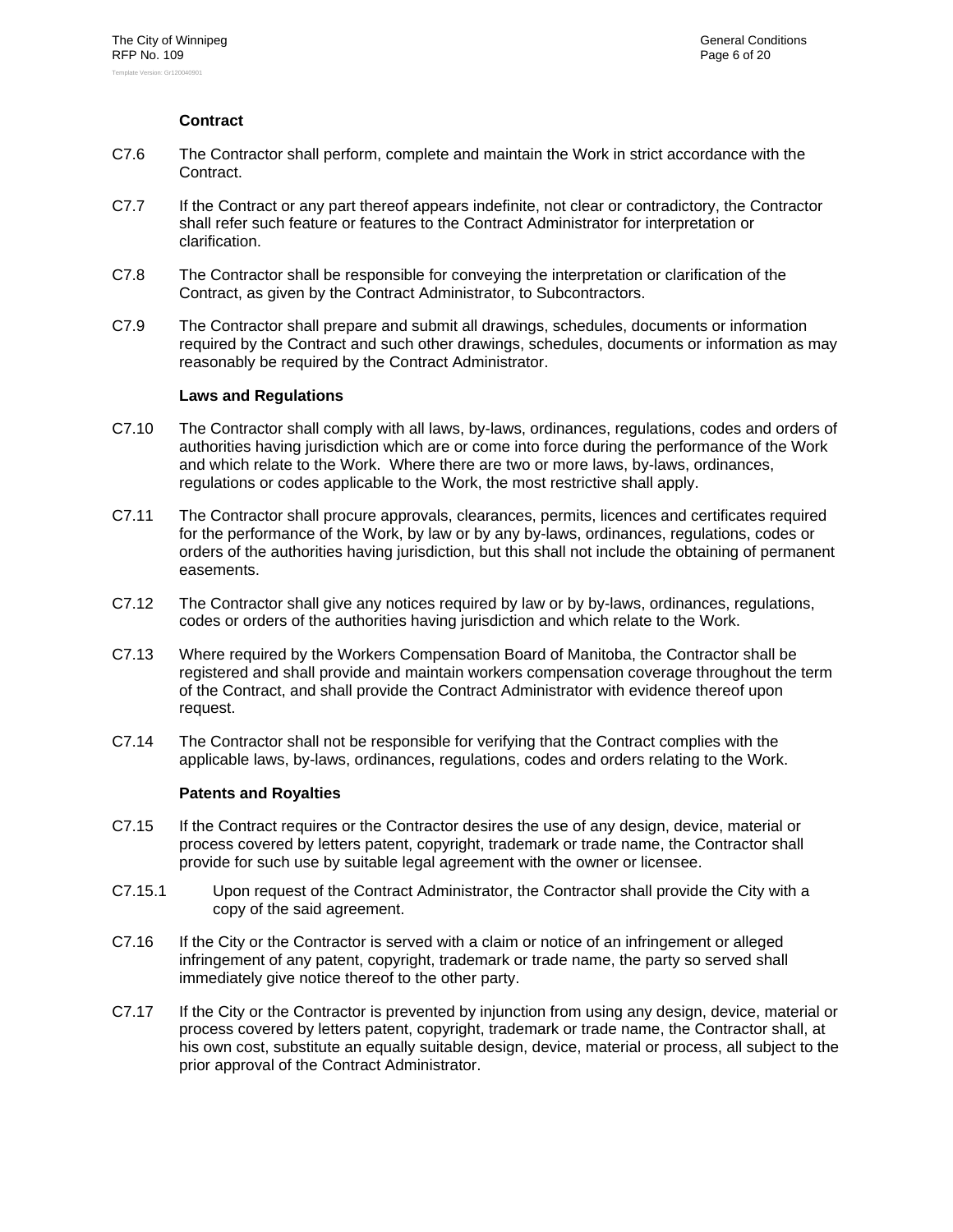**Contract**

C7.6 The Contractor shall perform, complete and maintain the Work in strict accordance with the Contract.

C7.7 If the Contract or any part thereof appears indefinite, not clear or contradictory, the Contractor shall refer such feature or features to the Contract Administrator for interpretation or clarification.

C7.8 The Contractor shall be responsible for conveying the interpretation or clarification of the Contract, as given by the Contract Administrator, to Subcontractors.

C7.9 The Contractor shall prepare and submit all drawings, schedules, documents or information required by the Contract and such other drawings, schedules, documents or information as may reasonably be required by the Contract Administrator.

**Laws and Regulations**

C7.10 The Contractor shall comply with all laws, by-laws, ordinances, regulations, codes and orders of authorities having jurisdiction which are or come into force during the performance of the Work and which relate to the Work. Where there are two or more laws, by-laws, ordinances, regulations or codes applicable to the Work, the most restrictive shall apply.

C7.11 The Contractor shall procure approvals, clearances, permits, licences and certificates required for the performance of the Work, by law or by any by-laws, ordinances, regulations, codes or orders of the authorities having jurisdiction, but this shall not include the obtaining of permanent easements.

C7.12 The Contractor shall give any notices required by law or by by-laws, ordinances, regulations, codes or orders of the authorities having jurisdiction and which relate to the Work.

C7.13 Where required by the Workers Compensation Board of Manitoba, the Contractor shall be registered and shall provide and maintain workers compensation coverage throughout the term of the Contract, and shall provide the Contract Administrator with evidence thereof upon request.

C7.14 The Contractor shall not be responsible for verifying that the Contract complies with the applicable laws, by-laws, ordinances, regulations, codes and orders relating to the Work.

**Patents and Royalties**

C7.15 If the Contract requires or the Contractor desires the use of any design, device, material or process covered by letters patent, copyright, trademark or trade name, the Contractor shall provide for such use by suitable legal agreement with the owner or licensee.

C7.15.1 Upon request of the Contract Administrator, the Contractor shall provide the City with a copy of the said agreement.

C7.16 If the City or the Contractor is served with a claim or notice of an infringement or alleged infringement of any patent, copyright, trademark or trade name, the party so served shall immediately give notice thereof to the other party.

C7.17 If the City or the Contractor is prevented by injunction from using any design, device, material or process covered by letters patent, copyright, trademark or trade name, the Contractor shall, at his own cost, substitute an equally suitable design, device, material or process, all subject to the prior approval of the Contract Administrator.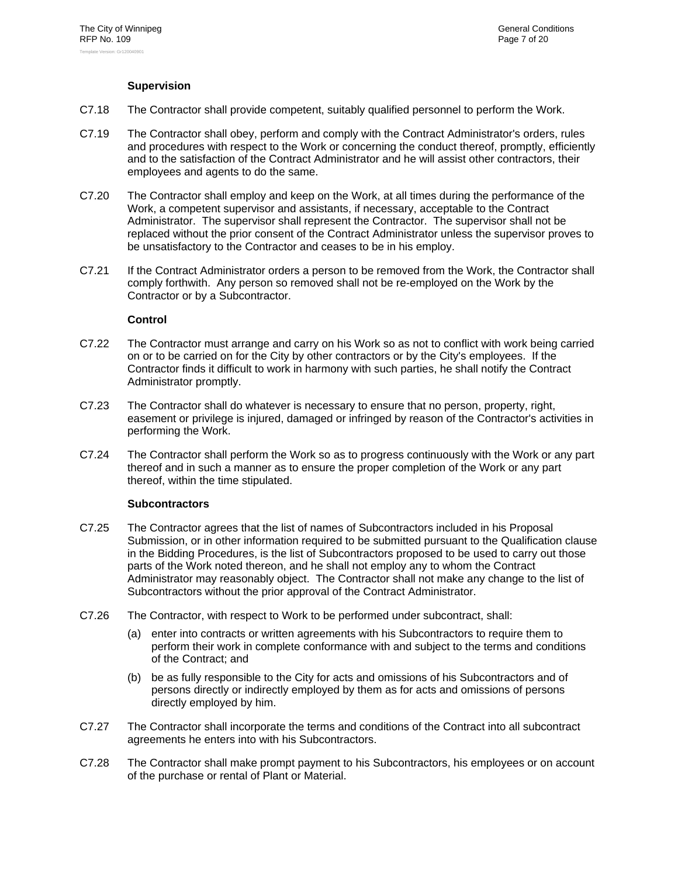### Supervision

C7.18 The Contractor shall provide competent, suitably qualified personnel to perform the Work.

C7.19 The Contractor shall obey, perform and comply with the Contract Administrator's orders, rules and procedures with respect to the Work or concerning the conduct thereof, promptly, efficiently and to the satisfaction of the Contract Administrator and he will assist other contractors, their employees and agents to do the same.

C7.20 The Contractor shall employ and keep on the Work, at all times during the performance of the Work, a competent supervisor and assistants, if necessary, acceptable to the Contract Administrator. The supervisor shall represent the Contractor. The supervisor shall not be replaced without the prior consent of the Contract Administrator unless the supervisor proves to be unsatisfactory to the Contractor and ceases to be in his employ.

C7.21 If the Contract Administrator orders a person to be removed from the Work, the Contractor shall comply forthwith. Any person so removed shall not be re-employed on the Work by the Contractor or by a Subcontractor.

### Control

C7.22 The Contractor must arrange and carry on his Work so as not to conflict with work being carried on or to be carried on for the City by other contractors or by the City's employees. If the Contractor finds it difficult to work in harmony with such parties, he shall notify the Contract Administrator promptly.

C7.23 The Contractor shall do whatever is necessary to ensure that no person, property, right, easement or privilege is injured, damaged or infringed by reason of the Contractor's activities in performing the Work.

C7.24 The Contractor shall perform the Work so as to progress continuously with the Work or any part thereof and in such a manner as to ensure the proper completion of the Work or any part thereof, within the time stipulated.

### Subcontractors

C7.25 The Contractor agrees that the list of names of Subcontractors included in his Proposal Submission, or in other information required to be submitted pursuant to the Qualification clause in the Bidding Procedures, is the list of Subcontractors proposed to be used to carry out those parts of the Work noted thereon, and he shall not employ any to whom the Contract Administrator may reasonably object. The Contractor shall not make any change to the list of Subcontractors without the prior approval of the Contract Administrator.

C7.26 The Contractor, with respect to Work to be performed under subcontract, shall:

(a) enter into contracts or written agreements with his Subcontractors to require them to perform their work in complete conformance with and subject to the terms and conditions of the Contract; and

(b) be as fully responsible to the City for acts and omissions of his Subcontractors and of persons directly or indirectly employed by them as for acts and omissions of persons directly employed by him.

C7.27 The Contractor shall incorporate the terms and conditions of the Contract into all subcontract agreements he enters into with his Subcontractors.

C7.28 The Contractor shall make prompt payment to his Subcontractors, his employees or on account of the purchase or rental of Plant or Material.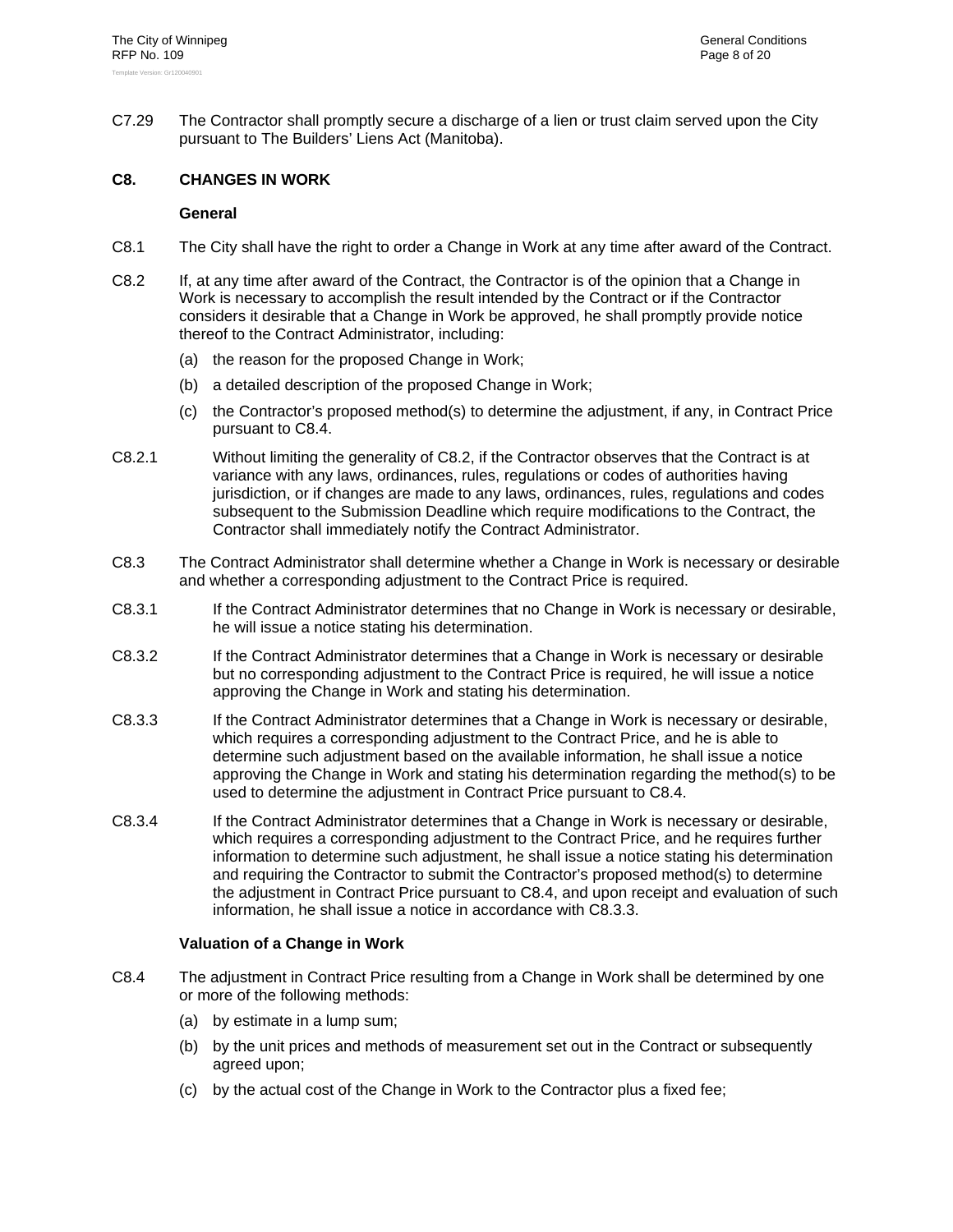C7.29 The Contractor shall promptly secure a discharge of a lien or trust claim served upon the City pursuant to The Builders' Liens Act (Manitoba).

## C8. CHANGES IN WORK

### General

C8.1 The City shall have the right to order a Change in Work at any time after award of the Contract.

C8.2 If, at any time after award of the Contract, the Contractor is of the opinion that a Change in Work is necessary to accomplish the result intended by the Contract or if the Contractor considers it desirable that a Change in Work be approved, he shall promptly provide notice thereof to the Contract Administrator, including:

(a) the reason for the proposed Change in Work;

(b) a detailed description of the proposed Change in Work;

(c) the Contractor's proposed method(s) to determine the adjustment, if any, in Contract Price pursuant to C8.4.

C8.2.1 Without limiting the generality of C8.2, if the Contractor observes that the Contract is at variance with any laws, ordinances, rules, regulations or codes of authorities having jurisdiction, or if changes are made to any laws, ordinances, rules, regulations and codes subsequent to the Submission Deadline which require modifications to the Contract, the Contractor shall immediately notify the Contract Administrator.

C8.3 The Contract Administrator shall determine whether a Change in Work is necessary or desirable and whether a corresponding adjustment to the Contract Price is required.

C8.3.1 If the Contract Administrator determines that no Change in Work is necessary or desirable, he will issue a notice stating his determination.

C8.3.2 If the Contract Administrator determines that a Change in Work is necessary or desirable but no corresponding adjustment to the Contract Price is required, he will issue a notice approving the Change in Work and stating his determination.

C8.3.3 If the Contract Administrator determines that a Change in Work is necessary or desirable, which requires a corresponding adjustment to the Contract Price, and he is able to determine such adjustment based on the available information, he shall issue a notice approving the Change in Work and stating his determination regarding the method(s) to be used to determine the adjustment in Contract Price pursuant to C8.4.

C8.3.4 If the Contract Administrator determines that a Change in Work is necessary or desirable, which requires a corresponding adjustment to the Contract Price, and he requires further information to determine such adjustment, he shall issue a notice stating his determination and requiring the Contractor to submit the Contractor's proposed method(s) to determine the adjustment in Contract Price pursuant to C8.4, and upon receipt and evaluation of such information, he shall issue a notice in accordance with C8.3.3.

### Valuation of a Change in Work

C8.4 The adjustment in Contract Price resulting from a Change in Work shall be determined by one or more of the following methods:

(a) by estimate in a lump sum;

(b) by the unit prices and methods of measurement set out in the Contract or subsequently agreed upon;

(c) by the actual cost of the Change in Work to the Contractor plus a fixed fee;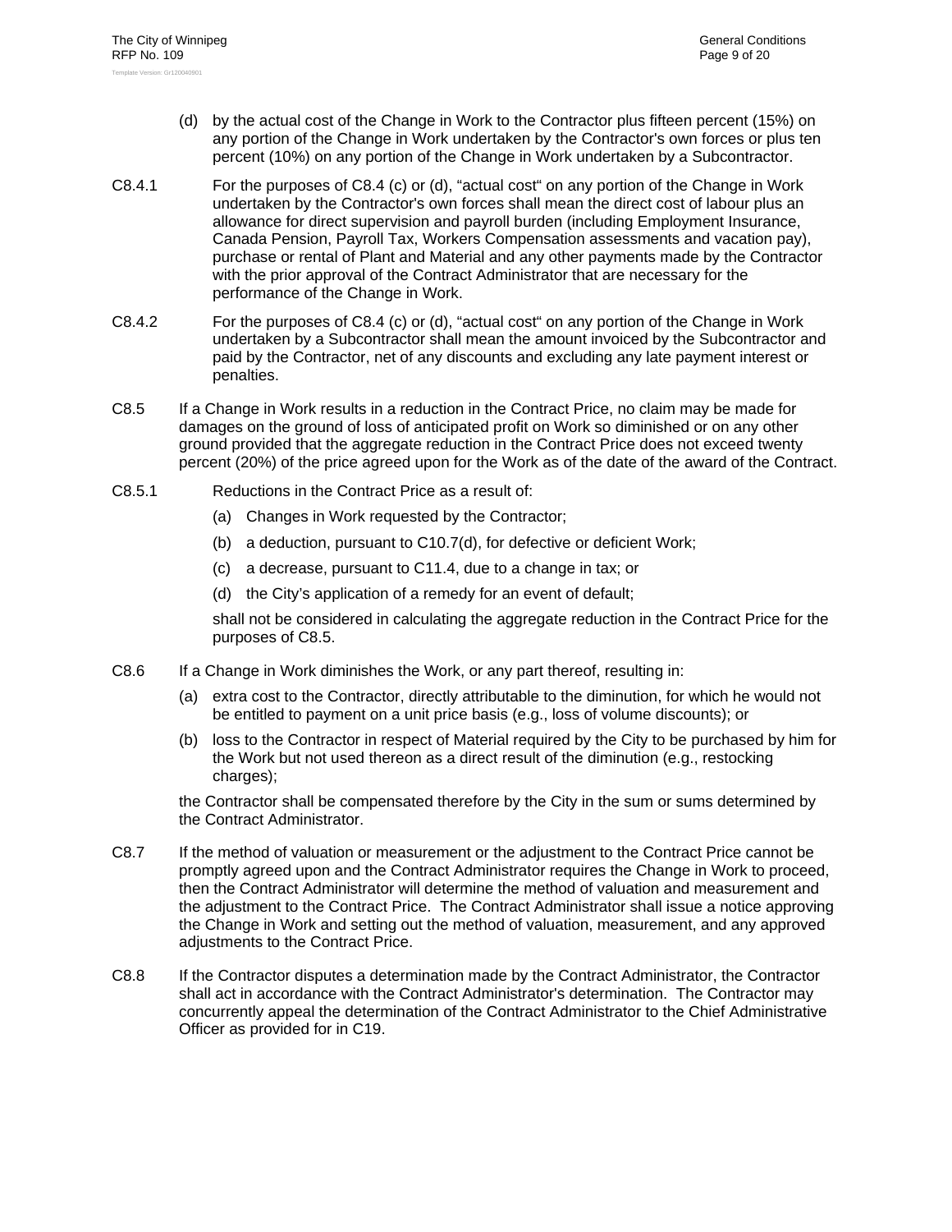(d) by the actual cost of the Change in Work to the Contractor plus fifteen percent (15%) on any portion of the Change in Work undertaken by the Contractor's own forces or plus ten percent (10%) on any portion of the Change in Work undertaken by a Subcontractor.

C8.4.1 For the purposes of C8.4 (c) or (d), "actual cost" on any portion of the Change in Work undertaken by the Contractor's own forces shall mean the direct cost of labour plus an allowance for direct supervision and payroll burden (including Employment Insurance, Canada Pension, Payroll Tax, Workers Compensation assessments and vacation pay), purchase or rental of Plant and Material and any other payments made by the Contractor with the prior approval of the Contract Administrator that are necessary for the performance of the Change in Work.

C8.4.2 For the purposes of C8.4 (c) or (d), "actual cost" on any portion of the Change in Work undertaken by a Subcontractor shall mean the amount invoiced by the Subcontractor and paid by the Contractor, net of any discounts and excluding any late payment interest or penalties.

C8.5 If a Change in Work results in a reduction in the Contract Price, no claim may be made for damages on the ground of loss of anticipated profit on Work so diminished or on any other ground provided that the aggregate reduction in the Contract Price does not exceed twenty percent (20%) of the price agreed upon for the Work as of the date of the award of the Contract.

C8.5.1 Reductions in the Contract Price as a result of:

(a) Changes in Work requested by the Contractor;

(b) a deduction, pursuant to C10.7(d), for defective or deficient Work;

(c) a decrease, pursuant to C11.4, due to a change in tax; or

(d) the City's application of a remedy for an event of default;

shall not be considered in calculating the aggregate reduction in the Contract Price for the purposes of C8.5.

C8.6 If a Change in Work diminishes the Work, or any part thereof, resulting in:

(a) extra cost to the Contractor, directly attributable to the diminution, for which he would not be entitled to payment on a unit price basis (e.g., loss of volume discounts); or

(b) loss to the Contractor in respect of Material required by the City to be purchased by him for the Work but not used thereon as a direct result of the diminution (e.g., restocking charges);

the Contractor shall be compensated therefore by the City in the sum or sums determined by the Contract Administrator.

C8.7 If the method of valuation or measurement or the adjustment to the Contract Price cannot be promptly agreed upon and the Contract Administrator requires the Change in Work to proceed, then the Contract Administrator will determine the method of valuation and measurement and the adjustment to the Contract Price. The Contract Administrator shall issue a notice approving the Change in Work and setting out the method of valuation, measurement, and any approved adjustments to the Contract Price.

C8.8 If the Contractor disputes a determination made by the Contract Administrator, the Contractor shall act in accordance with the Contract Administrator's determination. The Contractor may concurrently appeal the determination of the Contract Administrator to the Chief Administrative Officer as provided for in C19.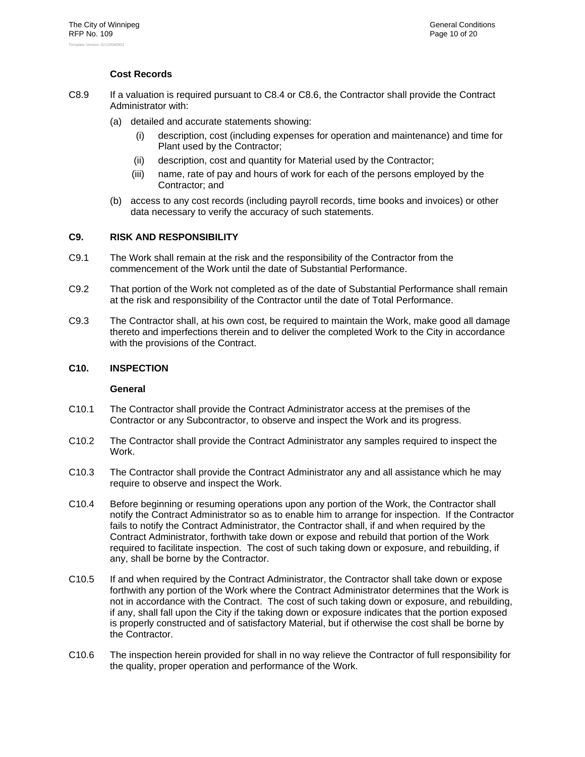**Cost Records**

C8.9 If a valuation is required pursuant to C8.4 or C8.6, the Contractor shall provide the Contract Administrator with:

(a) detailed and accurate statements showing:

(i) description, cost (including expenses for operation and maintenance) and time for Plant used by the Contractor;

(ii) description, cost and quantity for Material used by the Contractor;

(iii) name, rate of pay and hours of work for each of the persons employed by the Contractor; and

(b) access to any cost records (including payroll records, time books and invoices) or other data necessary to verify the accuracy of such statements.

## C9. RISK AND RESPONSIBILITY

C9.1 The Work shall remain at the risk and the responsibility of the Contractor from the commencement of the Work until the date of Substantial Performance.

C9.2 That portion of the Work not completed as of the date of Substantial Performance shall remain at the risk and responsibility of the Contractor until the date of Total Performance.

C9.3 The Contractor shall, at his own cost, be required to maintain the Work, make good all damage thereto and imperfections therein and to deliver the completed Work to the City in accordance with the provisions of the Contract.

## C10. INSPECTION

**General**

C10.1 The Contractor shall provide the Contract Administrator access at the premises of the Contractor or any Subcontractor, to observe and inspect the Work and its progress.

C10.2 The Contractor shall provide the Contract Administrator any samples required to inspect the Work.

C10.3 The Contractor shall provide the Contract Administrator any and all assistance which he may require to observe and inspect the Work.

C10.4 Before beginning or resuming operations upon any portion of the Work, the Contractor shall notify the Contract Administrator so as to enable him to arrange for inspection. If the Contractor fails to notify the Contract Administrator, the Contractor shall, if and when required by the Contract Administrator, forthwith take down or expose and rebuild that portion of the Work required to facilitate inspection. The cost of such taking down or exposure, and rebuilding, if any, shall be borne by the Contractor.

C10.5 If and when required by the Contract Administrator, the Contractor shall take down or expose forthwith any portion of the Work where the Contract Administrator determines that the Work is not in accordance with the Contract. The cost of such taking down or exposure, and rebuilding, if any, shall fall upon the City if the taking down or exposure indicates that the portion exposed is properly constructed and of satisfactory Material, but if otherwise the cost shall be borne by the Contractor.

C10.6 The inspection herein provided for shall in no way relieve the Contractor of full responsibility for the quality, proper operation and performance of the Work.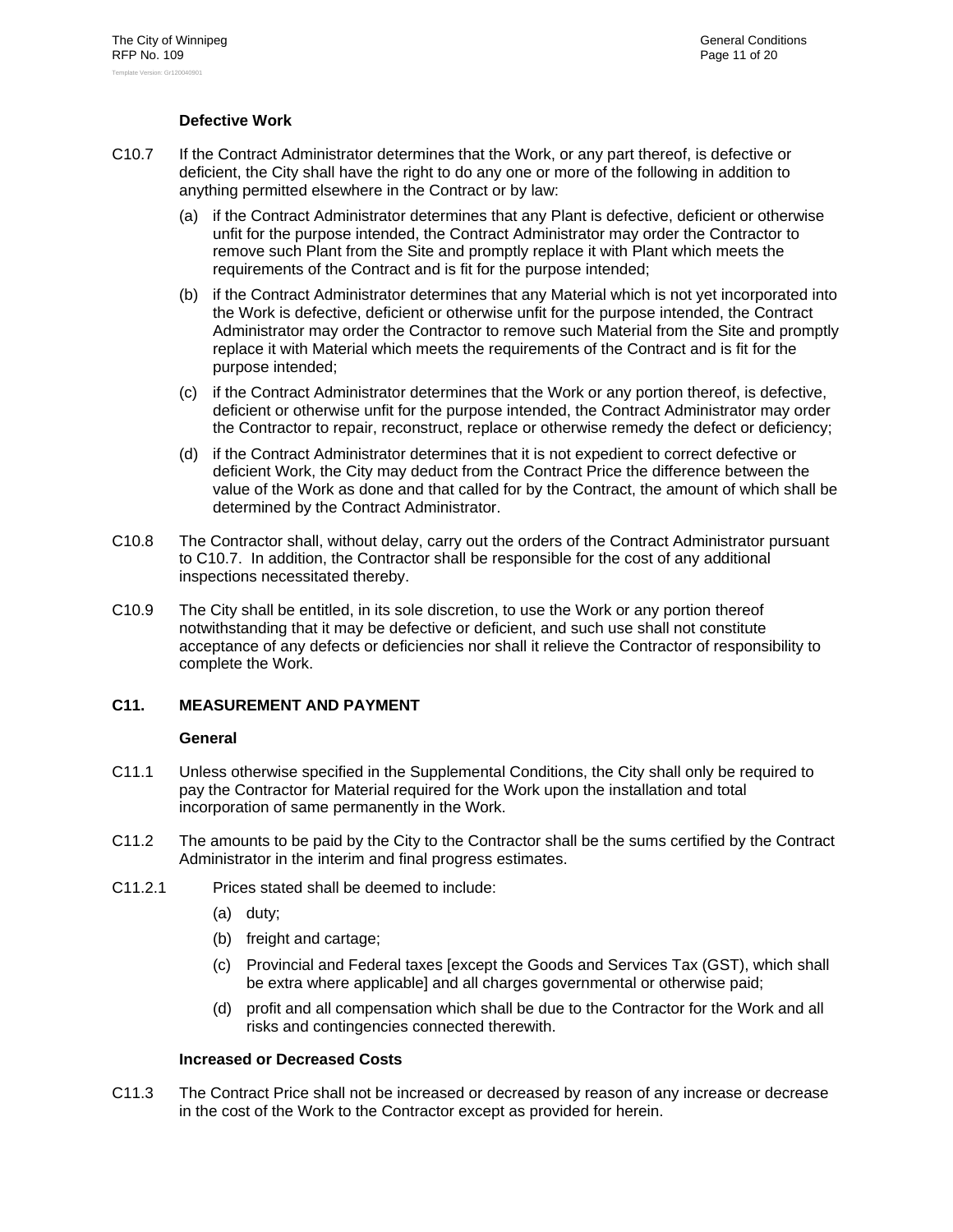**Defective Work**

C10.7 If the Contract Administrator determines that the Work, or any part thereof, is defective or deficient, the City shall have the right to do any one or more of the following in addition to anything permitted elsewhere in the Contract or by law:

(a) if the Contract Administrator determines that any Plant is defective, deficient or otherwise unfit for the purpose intended, the Contract Administrator may order the Contractor to remove such Plant from the Site and promptly replace it with Plant which meets the requirements of the Contract and is fit for the purpose intended;

(b) if the Contract Administrator determines that any Material which is not yet incorporated into the Work is defective, deficient or otherwise unfit for the purpose intended, the Contract Administrator may order the Contractor to remove such Material from the Site and promptly replace it with Material which meets the requirements of the Contract and is fit for the purpose intended;

(c) if the Contract Administrator determines that the Work or any portion thereof, is defective, deficient or otherwise unfit for the purpose intended, the Contract Administrator may order the Contractor to repair, reconstruct, replace or otherwise remedy the defect or deficiency;

(d) if the Contract Administrator determines that it is not expedient to correct defective or deficient Work, the City may deduct from the Contract Price the difference between the value of the Work as done and that called for by the Contract, the amount of which shall be determined by the Contract Administrator.

C10.8 The Contractor shall, without delay, carry out the orders of the Contract Administrator pursuant to C10.7. In addition, the Contractor shall be responsible for the cost of any additional inspections necessitated thereby.

C10.9 The City shall be entitled, in its sole discretion, to use the Work or any portion thereof notwithstanding that it may be defective or deficient, and such use shall not constitute acceptance of any defects or deficiencies nor shall it relieve the Contractor of responsibility to complete the Work.

## C11. MEASUREMENT AND PAYMENT

**General**

C11.1 Unless otherwise specified in the Supplemental Conditions, the City shall only be required to pay the Contractor for Material required for the Work upon the installation and total incorporation of same permanently in the Work.

C11.2 The amounts to be paid by the City to the Contractor shall be the sums certified by the Contract Administrator in the interim and final progress estimates.

C11.2.1 Prices stated shall be deemed to include:

(a) duty;

(b) freight and cartage;

(c) Provincial and Federal taxes [except the Goods and Services Tax (GST), which shall be extra where applicable] and all charges governmental or otherwise paid;

(d) profit and all compensation which shall be due to the Contractor for the Work and all risks and contingencies connected therewith.

**Increased or Decreased Costs**

C11.3 The Contract Price shall not be increased or decreased by reason of any increase or decrease in the cost of the Work to the Contractor except as provided for herein.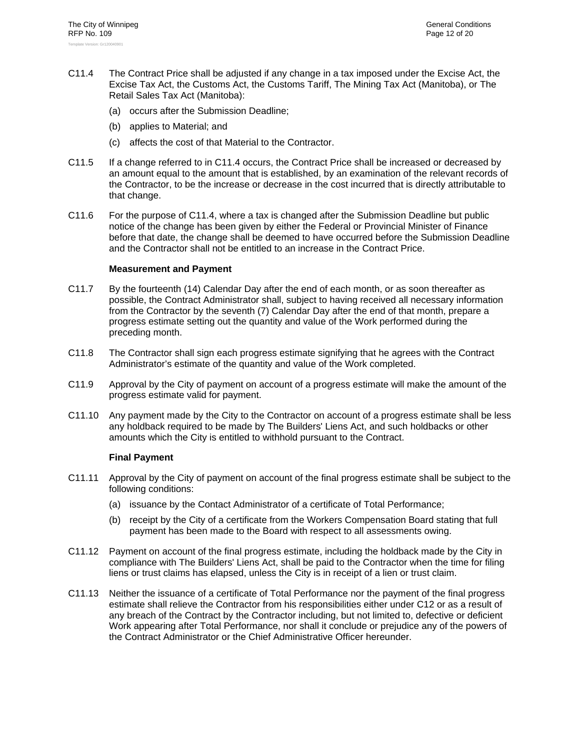C11.4 The Contract Price shall be adjusted if any change in a tax imposed under the Excise Act, the Excise Tax Act, the Customs Act, the Customs Tariff, The Mining Tax Act (Manitoba), or The Retail Sales Tax Act (Manitoba):

(a) occurs after the Submission Deadline;

(b) applies to Material; and

(c) affects the cost of that Material to the Contractor.

C11.5 If a change referred to in C11.4 occurs, the Contract Price shall be increased or decreased by an amount equal to the amount that is established, by an examination of the relevant records of the Contractor, to be the increase or decrease in the cost incurred that is directly attributable to that change.

C11.6 For the purpose of C11.4, where a tax is changed after the Submission Deadline but public notice of the change has been given by either the Federal or Provincial Minister of Finance before that date, the change shall be deemed to have occurred before the Submission Deadline and the Contractor shall not be entitled to an increase in the Contract Price.

**Measurement and Payment**

C11.7 By the fourteenth (14) Calendar Day after the end of each month, or as soon thereafter as possible, the Contract Administrator shall, subject to having received all necessary information from the Contractor by the seventh (7) Calendar Day after the end of that month, prepare a progress estimate setting out the quantity and value of the Work performed during the preceding month.

C11.8 The Contractor shall sign each progress estimate signifying that he agrees with the Contract Administrator's estimate of the quantity and value of the Work completed.

C11.9 Approval by the City of payment on account of a progress estimate will make the amount of the progress estimate valid for payment.

C11.10 Any payment made by the City to the Contractor on account of a progress estimate shall be less any holdback required to be made by The Builders' Liens Act, and such holdbacks or other amounts which the City is entitled to withhold pursuant to the Contract.

**Final Payment**

C11.11 Approval by the City of payment on account of the final progress estimate shall be subject to the following conditions:

(a) issuance by the Contact Administrator of a certificate of Total Performance;

(b) receipt by the City of a certificate from the Workers Compensation Board stating that full payment has been made to the Board with respect to all assessments owing.

C11.12 Payment on account of the final progress estimate, including the holdback made by the City in compliance with The Builders' Liens Act, shall be paid to the Contractor when the time for filing liens or trust claims has elapsed, unless the City is in receipt of a lien or trust claim.

C11.13 Neither the issuance of a certificate of Total Performance nor the payment of the final progress estimate shall relieve the Contractor from his responsibilities either under C12 or as a result of any breach of the Contract by the Contractor including, but not limited to, defective or deficient Work appearing after Total Performance, nor shall it conclude or prejudice any of the powers of the Contract Administrator or the Chief Administrative Officer hereunder.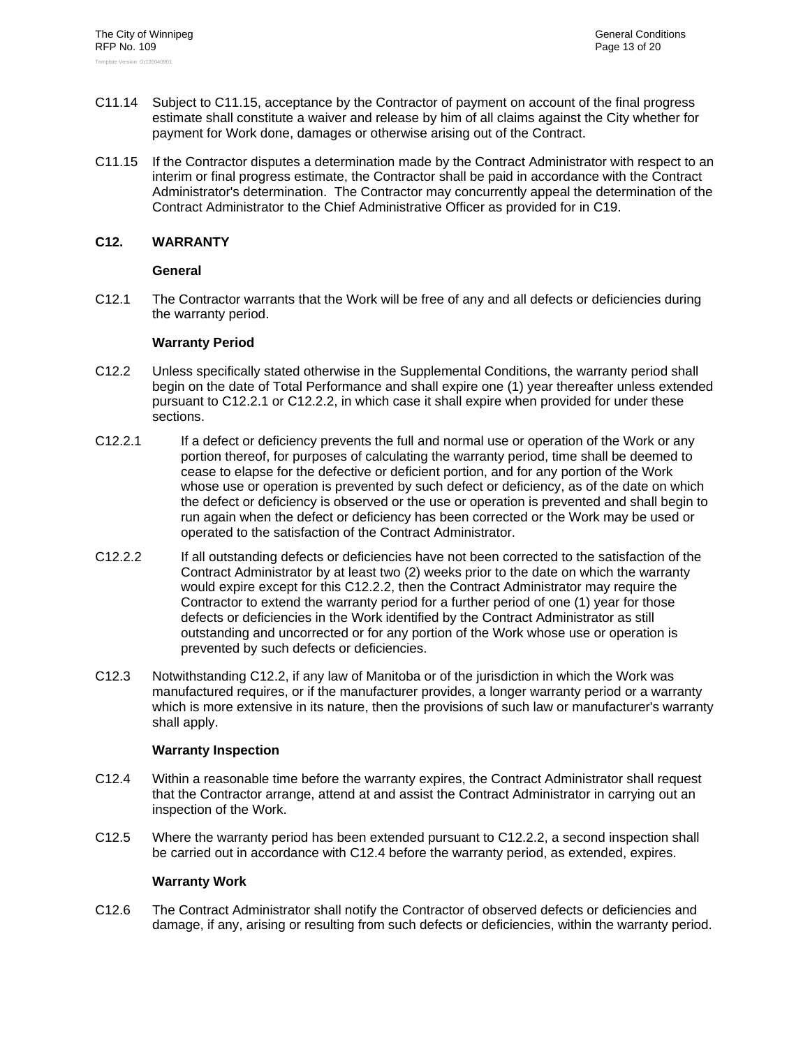C11.14 Subject to C11.15, acceptance by the Contractor of payment on account of the final progress estimate shall constitute a waiver and release by him of all claims against the City whether for payment for Work done, damages or otherwise arising out of the Contract.

C11.15 If the Contractor disputes a determination made by the Contract Administrator with respect to an interim or final progress estimate, the Contractor shall be paid in accordance with the Contract Administrator's determination. The Contractor may concurrently appeal the determination of the Contract Administrator to the Chief Administrative Officer as provided for in C19.

## C12. WARRANTY

**General**

C12.1 The Contractor warrants that the Work will be free of any and all defects or deficiencies during the warranty period.

**Warranty Period**

C12.2 Unless specifically stated otherwise in the Supplemental Conditions, the warranty period shall begin on the date of Total Performance and shall expire one (1) year thereafter unless extended pursuant to C12.2.1 or C12.2.2, in which case it shall expire when provided for under these sections.

C12.2.1 If a defect or deficiency prevents the full and normal use or operation of the Work or any portion thereof, for purposes of calculating the warranty period, time shall be deemed to cease to elapse for the defective or deficient portion, and for any portion of the Work whose use or operation is prevented by such defect or deficiency, as of the date on which the defect or deficiency is observed or the use or operation is prevented and shall begin to run again when the defect or deficiency has been corrected or the Work may be used or operated to the satisfaction of the Contract Administrator.

C12.2.2 If all outstanding defects or deficiencies have not been corrected to the satisfaction of the Contract Administrator by at least two (2) weeks prior to the date on which the warranty would expire except for this C12.2.2, then the Contract Administrator may require the Contractor to extend the warranty period for a further period of one (1) year for those defects or deficiencies in the Work identified by the Contract Administrator as still outstanding and uncorrected or for any portion of the Work whose use or operation is prevented by such defects or deficiencies.

C12.3 Notwithstanding C12.2, if any law of Manitoba or of the jurisdiction in which the Work was manufactured requires, or if the manufacturer provides, a longer warranty period or a warranty which is more extensive in its nature, then the provisions of such law or manufacturer's warranty shall apply.

**Warranty Inspection**

C12.4 Within a reasonable time before the warranty expires, the Contract Administrator shall request that the Contractor arrange, attend at and assist the Contract Administrator in carrying out an inspection of the Work.

C12.5 Where the warranty period has been extended pursuant to C12.2.2, a second inspection shall be carried out in accordance with C12.4 before the warranty period, as extended, expires.

**Warranty Work**

C12.6 The Contract Administrator shall notify the Contractor of observed defects or deficiencies and damage, if any, arising or resulting from such defects or deficiencies, within the warranty period.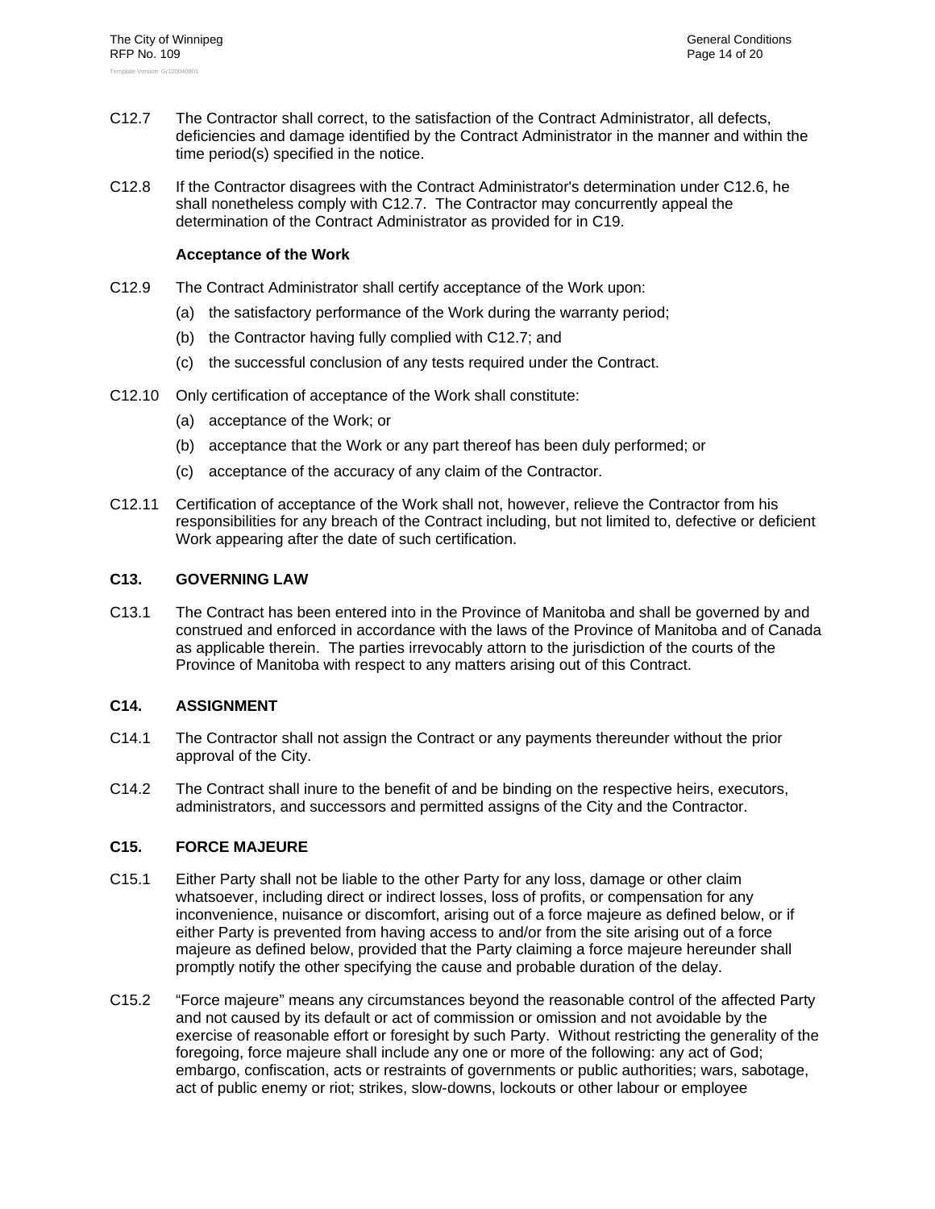C12.7 The Contractor shall correct, to the satisfaction of the Contract Administrator, all defects, deficiencies and damage identified by the Contract Administrator in the manner and within the time period(s) specified in the notice.

C12.8 If the Contractor disagrees with the Contract Administrator's determination under C12.6, he shall nonetheless comply with C12.7. The Contractor may concurrently appeal the determination of the Contract Administrator as provided for in C19.

**Acceptance of the Work**

C12.9 The Contract Administrator shall certify acceptance of the Work upon:

(a) the satisfactory performance of the Work during the warranty period;

(b) the Contractor having fully complied with C12.7; and

(c) the successful conclusion of any tests required under the Contract.

C12.10 Only certification of acceptance of the Work shall constitute:

(a) acceptance of the Work; or

(b) acceptance that the Work or any part thereof has been duly performed; or

(c) acceptance of the accuracy of any claim of the Contractor.

C12.11 Certification of acceptance of the Work shall not, however, relieve the Contractor from his responsibilities for any breach of the Contract including, but not limited to, defective or deficient Work appearing after the date of such certification.

## C13. GOVERNING LAW

C13.1 The Contract has been entered into in the Province of Manitoba and shall be governed by and construed and enforced in accordance with the laws of the Province of Manitoba and of Canada as applicable therein. The parties irrevocably attorn to the jurisdiction of the courts of the Province of Manitoba with respect to any matters arising out of this Contract.

## C14. ASSIGNMENT

C14.1 The Contractor shall not assign the Contract or any payments thereunder without the prior approval of the City.

C14.2 The Contract shall inure to the benefit of and be binding on the respective heirs, executors, administrators, and successors and permitted assigns of the City and the Contractor.

## C15. FORCE MAJEURE

C15.1 Either Party shall not be liable to the other Party for any loss, damage or other claim whatsoever, including direct or indirect losses, loss of profits, or compensation for any inconvenience, nuisance or discomfort, arising out of a force majeure as defined below, or if either Party is prevented from having access to and/or from the site arising out of a force majeure as defined below, provided that the Party claiming a force majeure hereunder shall promptly notify the other specifying the cause and probable duration of the delay.

C15.2 "Force majeure" means any circumstances beyond the reasonable control of the affected Party and not caused by its default or act of commission or omission and not avoidable by the exercise of reasonable effort or foresight by such Party. Without restricting the generality of the foregoing, force majeure shall include any one or more of the following: any act of God; embargo, confiscation, acts or restraints of governments or public authorities; wars, sabotage, act of public enemy or riot; strikes, slow-downs, lockouts or other labour or employee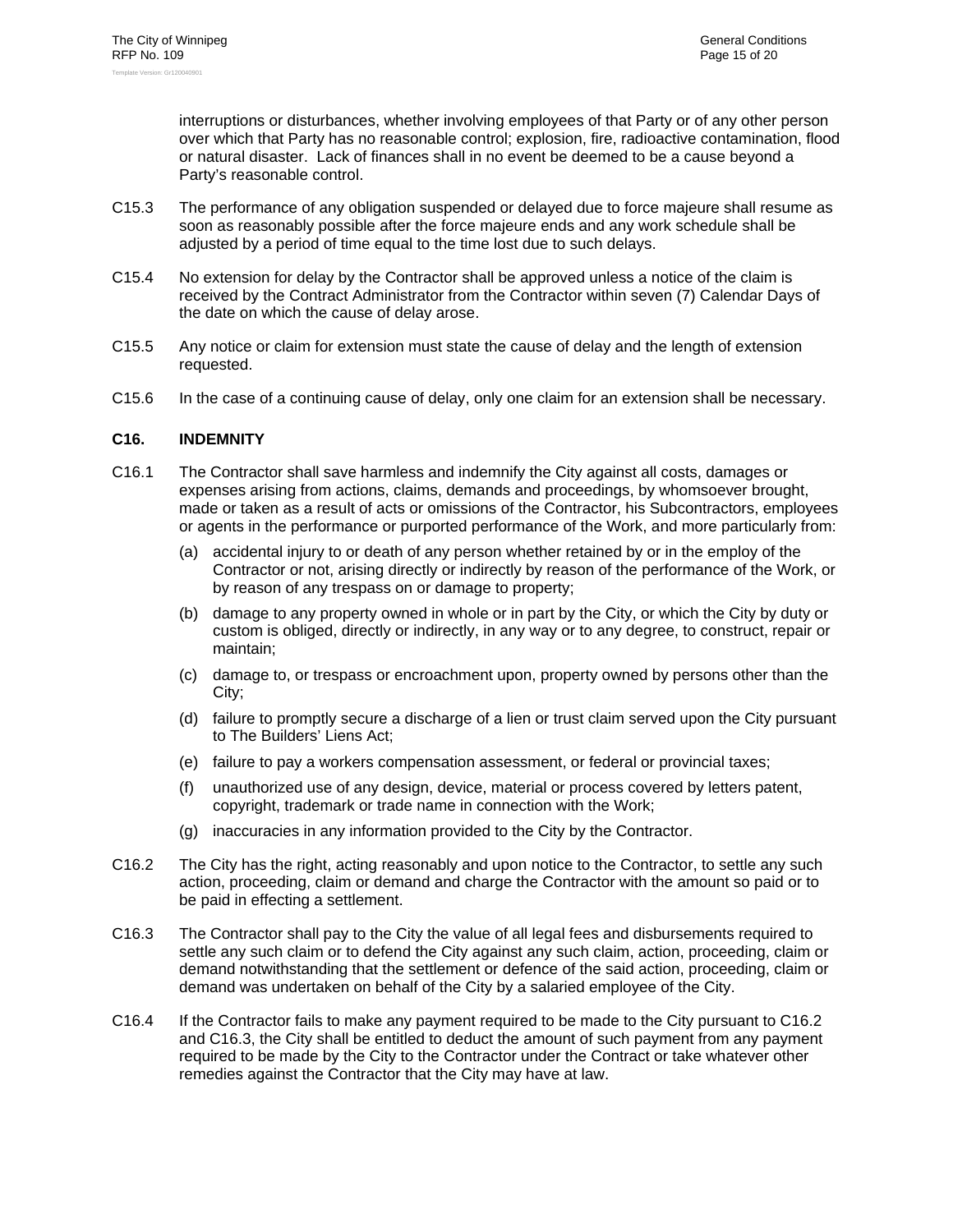interruptions or disturbances, whether involving employees of that Party or of any other person over which that Party has no reasonable control; explosion, fire, radioactive contamination, flood or natural disaster. Lack of finances shall in no event be deemed to be a cause beyond a Party's reasonable control.

C15.3 The performance of any obligation suspended or delayed due to force majeure shall resume as soon as reasonably possible after the force majeure ends and any work schedule shall be adjusted by a period of time equal to the time lost due to such delays.

C15.4 No extension for delay by the Contractor shall be approved unless a notice of the claim is received by the Contract Administrator from the Contractor within seven (7) Calendar Days of the date on which the cause of delay arose.

C15.5 Any notice or claim for extension must state the cause of delay and the length of extension requested.

C15.6 In the case of a continuing cause of delay, only one claim for an extension shall be necessary.

## C16. INDEMNITY

C16.1 The Contractor shall save harmless and indemnify the City against all costs, damages or expenses arising from actions, claims, demands and proceedings, by whomsoever brought, made or taken as a result of acts or omissions of the Contractor, his Subcontractors, employees or agents in the performance or purported performance of the Work, and more particularly from:

(a) accidental injury to or death of any person whether retained by or in the employ of the Contractor or not, arising directly or indirectly by reason of the performance of the Work, or by reason of any trespass on or damage to property;

(b) damage to any property owned in whole or in part by the City, or which the City by duty or custom is obliged, directly or indirectly, in any way or to any degree, to construct, repair or maintain;

(c) damage to, or trespass or encroachment upon, property owned by persons other than the City;

(d) failure to promptly secure a discharge of a lien or trust claim served upon the City pursuant to The Builders' Liens Act;

(e) failure to pay a workers compensation assessment, or federal or provincial taxes;

(f) unauthorized use of any design, device, material or process covered by letters patent, copyright, trademark or trade name in connection with the Work;

(g) inaccuracies in any information provided to the City by the Contractor.

C16.2 The City has the right, acting reasonably and upon notice to the Contractor, to settle any such action, proceeding, claim or demand and charge the Contractor with the amount so paid or to be paid in effecting a settlement.

C16.3 The Contractor shall pay to the City the value of all legal fees and disbursements required to settle any such claim or to defend the City against any such claim, action, proceeding, claim or demand notwithstanding that the settlement or defence of the said action, proceeding, claim or demand was undertaken on behalf of the City by a salaried employee of the City.

C16.4 If the Contractor fails to make any payment required to be made to the City pursuant to C16.2 and C16.3, the City shall be entitled to deduct the amount of such payment from any payment required to be made by the City to the Contractor under the Contract or take whatever other remedies against the Contractor that the City may have at law.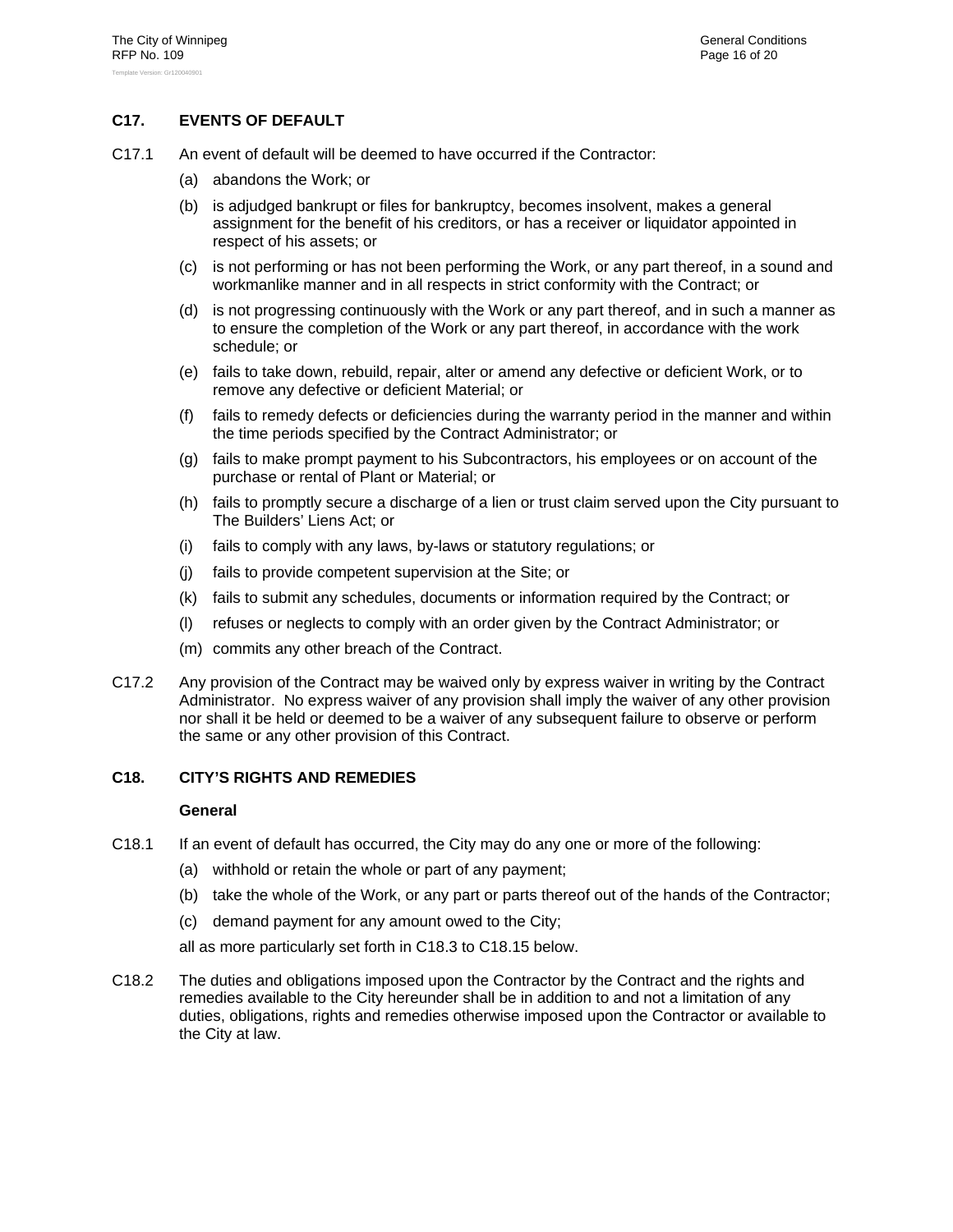## C17. EVENTS OF DEFAULT

C17.1 An event of default will be deemed to have occurred if the Contractor:

(a) abandons the Work; or

(b) is adjudged bankrupt or files for bankruptcy, becomes insolvent, makes a general assignment for the benefit of his creditors, or has a receiver or liquidator appointed in respect of his assets; or

(c) is not performing or has not been performing the Work, or any part thereof, in a sound and workmanlike manner and in all respects in strict conformity with the Contract; or

(d) is not progressing continuously with the Work or any part thereof, and in such a manner as to ensure the completion of the Work or any part thereof, in accordance with the work schedule; or

(e) fails to take down, rebuild, repair, alter or amend any defective or deficient Work, or to remove any defective or deficient Material; or

(f) fails to remedy defects or deficiencies during the warranty period in the manner and within the time periods specified by the Contract Administrator; or

(g) fails to make prompt payment to his Subcontractors, his employees or on account of the purchase or rental of Plant or Material; or

(h) fails to promptly secure a discharge of a lien or trust claim served upon the City pursuant to The Builders' Liens Act; or

(i) fails to comply with any laws, by-laws or statutory regulations; or

(j) fails to provide competent supervision at the Site; or

(k) fails to submit any schedules, documents or information required by the Contract; or

(l) refuses or neglects to comply with an order given by the Contract Administrator; or

(m) commits any other breach of the Contract.

C17.2 Any provision of the Contract may be waived only by express waiver in writing by the Contract Administrator. No express waiver of any provision shall imply the waiver of any other provision nor shall it be held or deemed to be a waiver of any subsequent failure to observe or perform the same or any other provision of this Contract.

## C18. CITY'S RIGHTS AND REMEDIES

**General**

C18.1 If an event of default has occurred, the City may do any one or more of the following:

(a) withhold or retain the whole or part of any payment;

(b) take the whole of the Work, or any part or parts thereof out of the hands of the Contractor;

(c) demand payment for any amount owed to the City;

all as more particularly set forth in C18.3 to C18.15 below.

C18.2 The duties and obligations imposed upon the Contractor by the Contract and the rights and remedies available to the City hereunder shall be in addition to and not a limitation of any duties, obligations, rights and remedies otherwise imposed upon the Contractor or available to the City at law.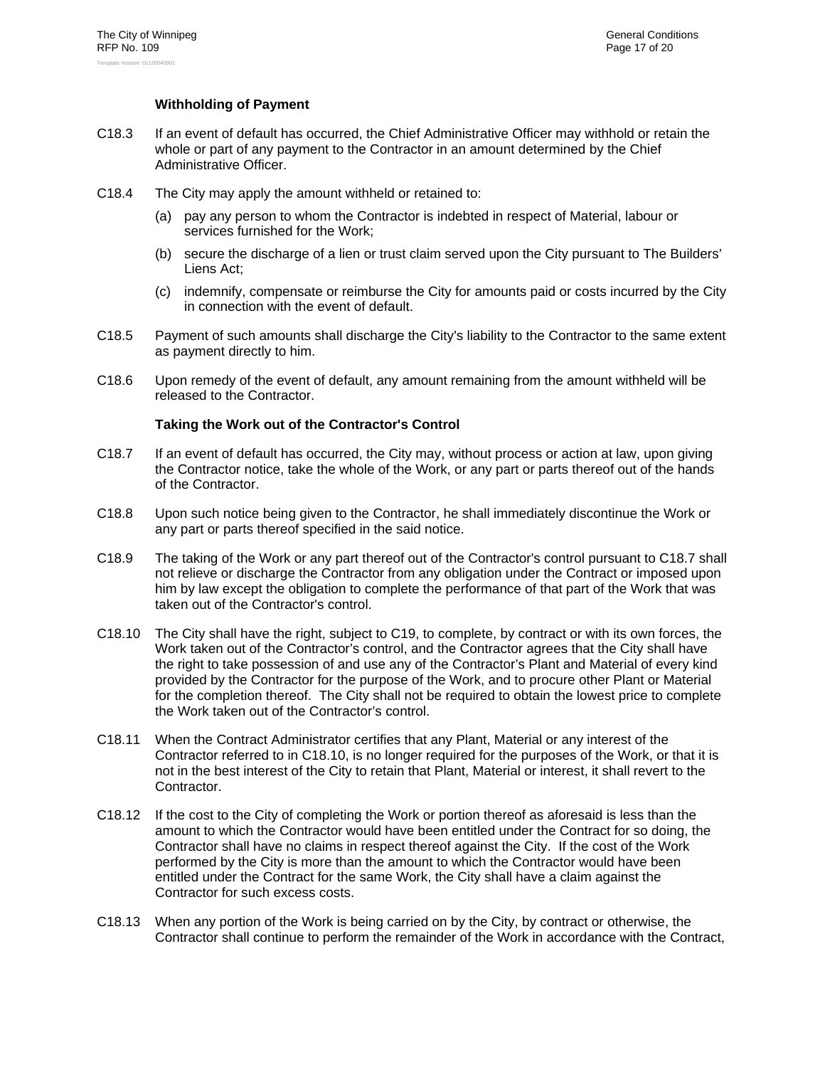**Withholding of Payment**

C18.3 If an event of default has occurred, the Chief Administrative Officer may withhold or retain the whole or part of any payment to the Contractor in an amount determined by the Chief Administrative Officer.

C18.4 The City may apply the amount withheld or retained to:

(a) pay any person to whom the Contractor is indebted in respect of Material, labour or services furnished for the Work;

(b) secure the discharge of a lien or trust claim served upon the City pursuant to The Builders' Liens Act;

(c) indemnify, compensate or reimburse the City for amounts paid or costs incurred by the City in connection with the event of default.

C18.5 Payment of such amounts shall discharge the City's liability to the Contractor to the same extent as payment directly to him.

C18.6 Upon remedy of the event of default, any amount remaining from the amount withheld will be released to the Contractor.

**Taking the Work out of the Contractor's Control**

C18.7 If an event of default has occurred, the City may, without process or action at law, upon giving the Contractor notice, take the whole of the Work, or any part or parts thereof out of the hands of the Contractor.

C18.8 Upon such notice being given to the Contractor, he shall immediately discontinue the Work or any part or parts thereof specified in the said notice.

C18.9 The taking of the Work or any part thereof out of the Contractor's control pursuant to C18.7 shall not relieve or discharge the Contractor from any obligation under the Contract or imposed upon him by law except the obligation to complete the performance of that part of the Work that was taken out of the Contractor's control.

C18.10 The City shall have the right, subject to C19, to complete, by contract or with its own forces, the Work taken out of the Contractor's control, and the Contractor agrees that the City shall have the right to take possession of and use any of the Contractor's Plant and Material of every kind provided by the Contractor for the purpose of the Work, and to procure other Plant or Material for the completion thereof. The City shall not be required to obtain the lowest price to complete the Work taken out of the Contractor's control.

C18.11 When the Contract Administrator certifies that any Plant, Material or any interest of the Contractor referred to in C18.10, is no longer required for the purposes of the Work, or that it is not in the best interest of the City to retain that Plant, Material or interest, it shall revert to the Contractor.

C18.12 If the cost to the City of completing the Work or portion thereof as aforesaid is less than the amount to which the Contractor would have been entitled under the Contract for so doing, the Contractor shall have no claims in respect thereof against the City. If the cost of the Work performed by the City is more than the amount to which the Contractor would have been entitled under the Contract for the same Work, the City shall have a claim against the Contractor for such excess costs.

C18.13 When any portion of the Work is being carried on by the City, by contract or otherwise, the Contractor shall continue to perform the remainder of the Work in accordance with the Contract,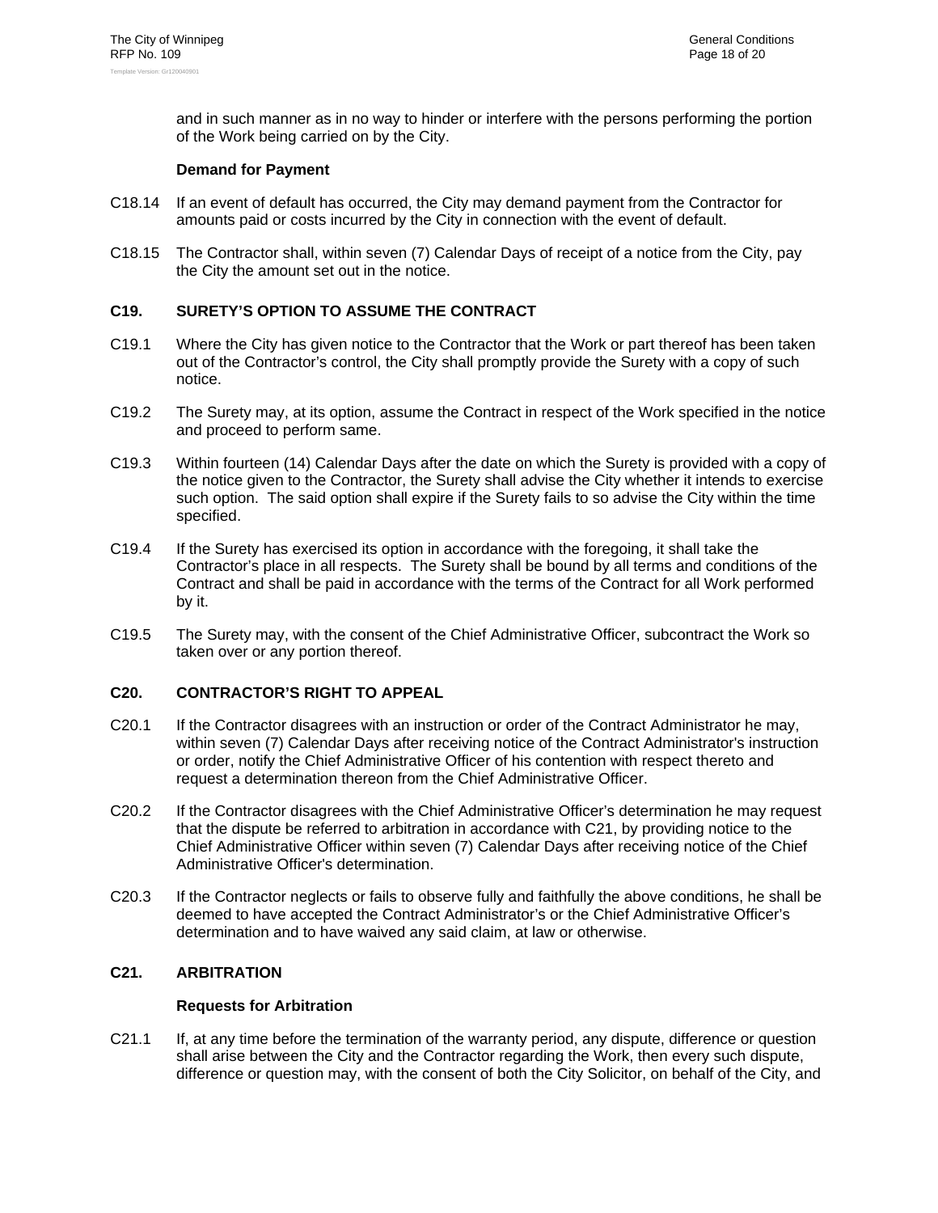and in such manner as in no way to hinder or interfere with the persons performing the portion of the Work being carried on by the City.

**Demand for Payment**

C18.14 If an event of default has occurred, the City may demand payment from the Contractor for amounts paid or costs incurred by the City in connection with the event of default.

C18.15 The Contractor shall, within seven (7) Calendar Days of receipt of a notice from the City, pay the City the amount set out in the notice.

## C19. SURETY'S OPTION TO ASSUME THE CONTRACT

C19.1 Where the City has given notice to the Contractor that the Work or part thereof has been taken out of the Contractor's control, the City shall promptly provide the Surety with a copy of such notice.

C19.2 The Surety may, at its option, assume the Contract in respect of the Work specified in the notice and proceed to perform same.

C19.3 Within fourteen (14) Calendar Days after the date on which the Surety is provided with a copy of the notice given to the Contractor, the Surety shall advise the City whether it intends to exercise such option. The said option shall expire if the Surety fails to so advise the City within the time specified.

C19.4 If the Surety has exercised its option in accordance with the foregoing, it shall take the Contractor's place in all respects. The Surety shall be bound by all terms and conditions of the Contract and shall be paid in accordance with the terms of the Contract for all Work performed by it.

C19.5 The Surety may, with the consent of the Chief Administrative Officer, subcontract the Work so taken over or any portion thereof.

## C20. CONTRACTOR'S RIGHT TO APPEAL

C20.1 If the Contractor disagrees with an instruction or order of the Contract Administrator he may, within seven (7) Calendar Days after receiving notice of the Contract Administrator's instruction or order, notify the Chief Administrative Officer of his contention with respect thereto and request a determination thereon from the Chief Administrative Officer.

C20.2 If the Contractor disagrees with the Chief Administrative Officer's determination he may request that the dispute be referred to arbitration in accordance with C21, by providing notice to the Chief Administrative Officer within seven (7) Calendar Days after receiving notice of the Chief Administrative Officer's determination.

C20.3 If the Contractor neglects or fails to observe fully and faithfully the above conditions, he shall be deemed to have accepted the Contract Administrator's or the Chief Administrative Officer's determination and to have waived any said claim, at law or otherwise.

## C21. ARBITRATION

**Requests for Arbitration**

C21.1 If, at any time before the termination of the warranty period, any dispute, difference or question shall arise between the City and the Contractor regarding the Work, then every such dispute, difference or question may, with the consent of both the City Solicitor, on behalf of the City, and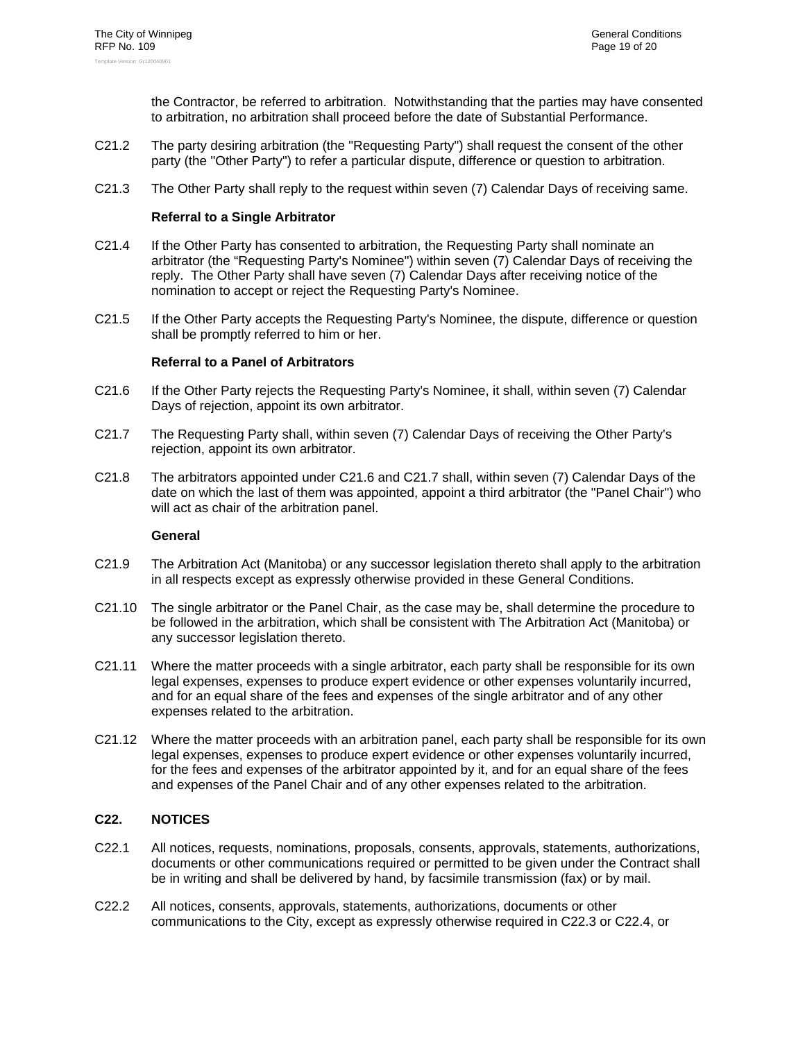the Contractor, be referred to arbitration. Notwithstanding that the parties may have consented to arbitration, no arbitration shall proceed before the date of Substantial Performance.

C21.2 The party desiring arbitration (the "Requesting Party") shall request the consent of the other party (the "Other Party") to refer a particular dispute, difference or question to arbitration.

C21.3 The Other Party shall reply to the request within seven (7) Calendar Days of receiving same.

**Referral to a Single Arbitrator**

C21.4 If the Other Party has consented to arbitration, the Requesting Party shall nominate an arbitrator (the "Requesting Party's Nominee") within seven (7) Calendar Days of receiving the reply. The Other Party shall have seven (7) Calendar Days after receiving notice of the nomination to accept or reject the Requesting Party's Nominee.

C21.5 If the Other Party accepts the Requesting Party's Nominee, the dispute, difference or question shall be promptly referred to him or her.

**Referral to a Panel of Arbitrators**

C21.6 If the Other Party rejects the Requesting Party's Nominee, it shall, within seven (7) Calendar Days of rejection, appoint its own arbitrator.

C21.7 The Requesting Party shall, within seven (7) Calendar Days of receiving the Other Party's rejection, appoint its own arbitrator.

C21.8 The arbitrators appointed under C21.6 and C21.7 shall, within seven (7) Calendar Days of the date on which the last of them was appointed, appoint a third arbitrator (the "Panel Chair") who will act as chair of the arbitration panel.

**General**

C21.9 The Arbitration Act (Manitoba) or any successor legislation thereto shall apply to the arbitration in all respects except as expressly otherwise provided in these General Conditions.

C21.10 The single arbitrator or the Panel Chair, as the case may be, shall determine the procedure to be followed in the arbitration, which shall be consistent with The Arbitration Act (Manitoba) or any successor legislation thereto.

C21.11 Where the matter proceeds with a single arbitrator, each party shall be responsible for its own legal expenses, expenses to produce expert evidence or other expenses voluntarily incurred, and for an equal share of the fees and expenses of the single arbitrator and of any other expenses related to the arbitration.

C21.12 Where the matter proceeds with an arbitration panel, each party shall be responsible for its own legal expenses, expenses to produce expert evidence or other expenses voluntarily incurred, for the fees and expenses of the arbitrator appointed by it, and for an equal share of the fees and expenses of the Panel Chair and of any other expenses related to the arbitration.

## C22. NOTICES

C22.1 All notices, requests, nominations, proposals, consents, approvals, statements, authorizations, documents or other communications required or permitted to be given under the Contract shall be in writing and shall be delivered by hand, by facsimile transmission (fax) or by mail.

C22.2 All notices, consents, approvals, statements, authorizations, documents or other communications to the City, except as expressly otherwise required in C22.3 or C22.4, or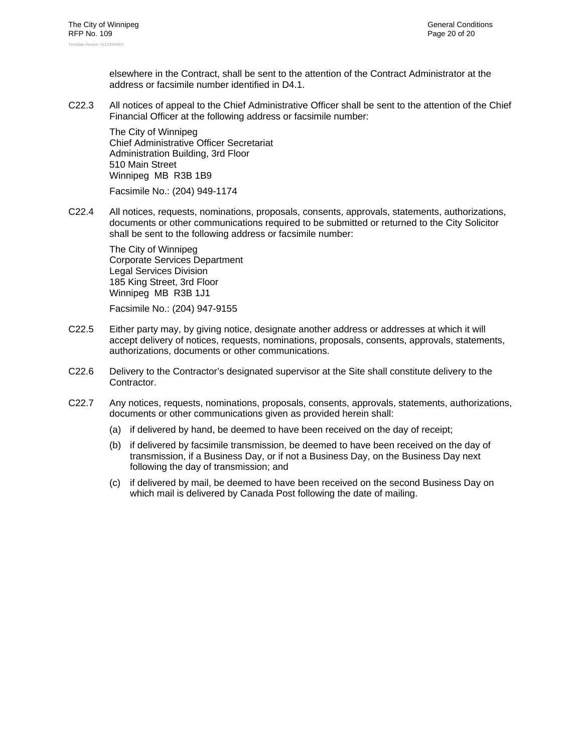elsewhere in the Contract, shall be sent to the attention of the Contract Administrator at the address or facsimile number identified in D4.1.

C22.3 All notices of appeal to the Chief Administrative Officer shall be sent to the attention of the Chief Financial Officer at the following address or facsimile number:

The City of Winnipeg
Chief Administrative Officer Secretariat
Administration Building, 3rd Floor
510 Main Street
Winnipeg MB R3B 1B9

Facsimile No.: (204) 949-1174

C22.4 All notices, requests, nominations, proposals, consents, approvals, statements, authorizations, documents or other communications required to be submitted or returned to the City Solicitor shall be sent to the following address or facsimile number:

The City of Winnipeg
Corporate Services Department
Legal Services Division
185 King Street, 3rd Floor
Winnipeg MB R3B 1J1

Facsimile No.: (204) 947-9155

C22.5 Either party may, by giving notice, designate another address or addresses at which it will accept delivery of notices, requests, nominations, proposals, consents, approvals, statements, authorizations, documents or other communications.

C22.6 Delivery to the Contractor's designated supervisor at the Site shall constitute delivery to the Contractor.

C22.7 Any notices, requests, nominations, proposals, consents, approvals, statements, authorizations, documents or other communications given as provided herein shall:

(a) if delivered by hand, be deemed to have been received on the day of receipt;

(b) if delivered by facsimile transmission, be deemed to have been received on the day of transmission, if a Business Day, or if not a Business Day, on the Business Day next following the day of transmission; and

(c) if delivered by mail, be deemed to have been received on the second Business Day on which mail is delivered by Canada Post following the date of mailing.